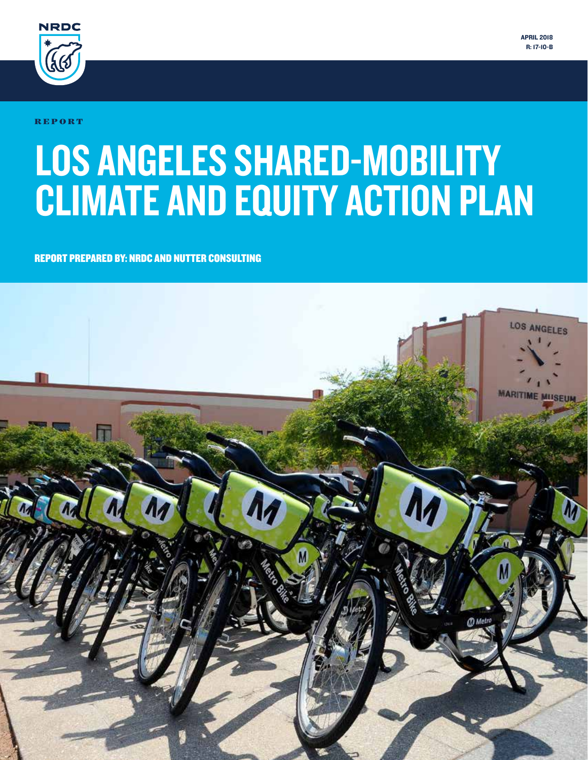NRDC

APRIL 2018
R: 17-10-B

REPORT

# LOS ANGELES SHARED-MOBILITY CLIMATE AND EQUITY ACTION PLAN

REPORT PREPARED BY: NRDC AND NUTTER CONSULTING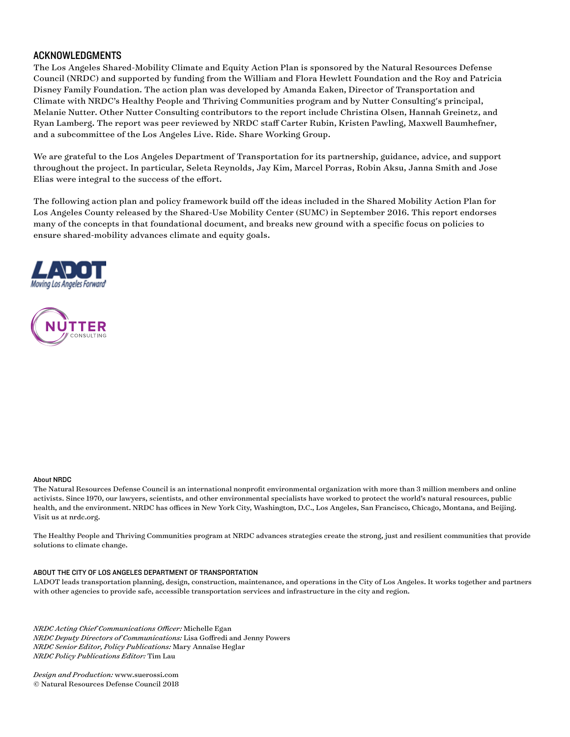## ACKNOWLEDGMENTS

The Los Angeles Shared-Mobility Climate and Equity Action Plan is sponsored by the Natural Resources Defense Council (NRDC) and supported by funding from the William and Flora Hewlett Foundation and the Roy and Patricia Disney Family Foundation. The action plan was developed by Amanda Eaken, Director of Transportation and Climate with NRDC's Healthy People and Thriving Communities program and by Nutter Consulting's principal, Melanie Nutter. Other Nutter Consulting contributors to the report include Christina Olsen, Hannah Greinetz, and Ryan Lamberg. The report was peer reviewed by NRDC staff Carter Rubin, Kristen Pawling, Maxwell Baumhefner, and a subcommittee of the Los Angeles Live. Ride. Share Working Group.

We are grateful to the Los Angeles Department of Transportation for its partnership, guidance, advice, and support throughout the project. In particular, Seleta Reynolds, Jay Kim, Marcel Porras, Robin Aksu, Janna Smith and Jose Elias were integral to the success of the effort.

The following action plan and policy framework build off the ideas included in the Shared Mobility Action Plan for Los Angeles County released by the Shared-Use Mobility Center (SUMC) in September 2016. This report endorses many of the concepts in that foundational document, and breaks new ground with a specific focus on policies to ensure shared-mobility advances climate and equity goals.

LADOT
Moving Los Angeles Forward

NUTTER
CONSULTING

### About NRDC

The Natural Resources Defense Council is an international nonprofit environmental organization with more than 3 million members and online activists. Since 1970, our lawyers, scientists, and other environmental specialists have worked to protect the world's natural resources, public health, and the environment. NRDC has offices in New York City, Washington, D.C., Los Angeles, San Francisco, Chicago, Montana, and Beijing. Visit us at nrdc.org.

The Healthy People and Thriving Communities program at NRDC advances strategies create the strong, just and resilient communities that provide solutions to climate change.

### ABOUT THE CITY OF LOS ANGELES DEPARTMENT OF TRANSPORTATION

LADOT leads transportation planning, design, construction, maintenance, and operations in the City of Los Angeles. It works together and partners with other agencies to provide safe, accessible transportation services and infrastructure in the city and region.

*NRDC Acting Chief Communications Officer:* Michelle Egan
*NRDC Deputy Directors of Communications:* Lisa Goffredi and Jenny Powers
*NRDC Senior Editor, Policy Publications:* Mary Annaïse Heglar
*NRDC Policy Publications Editor:* Tim Lau

*Design and Production:* www.suerossi.com
© Natural Resources Defense Council 2018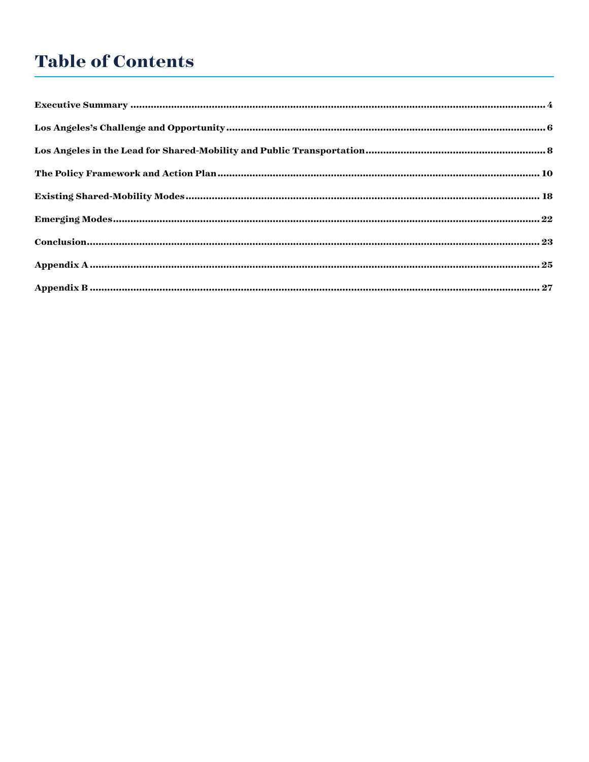# Table of Contents

**Executive Summary** .......... 4

**Los Angeles's Challenge and Opportunity** .......... 6

**Los Angeles in the Lead for Shared-Mobility and Public Transportation** .......... 8

**The Policy Framework and Action Plan** .......... 10

**Existing Shared-Mobility Modes** .......... 18

**Emerging Modes** .......... 22

**Conclusion** .......... 23

**Appendix A** .......... 25

**Appendix B** .......... 27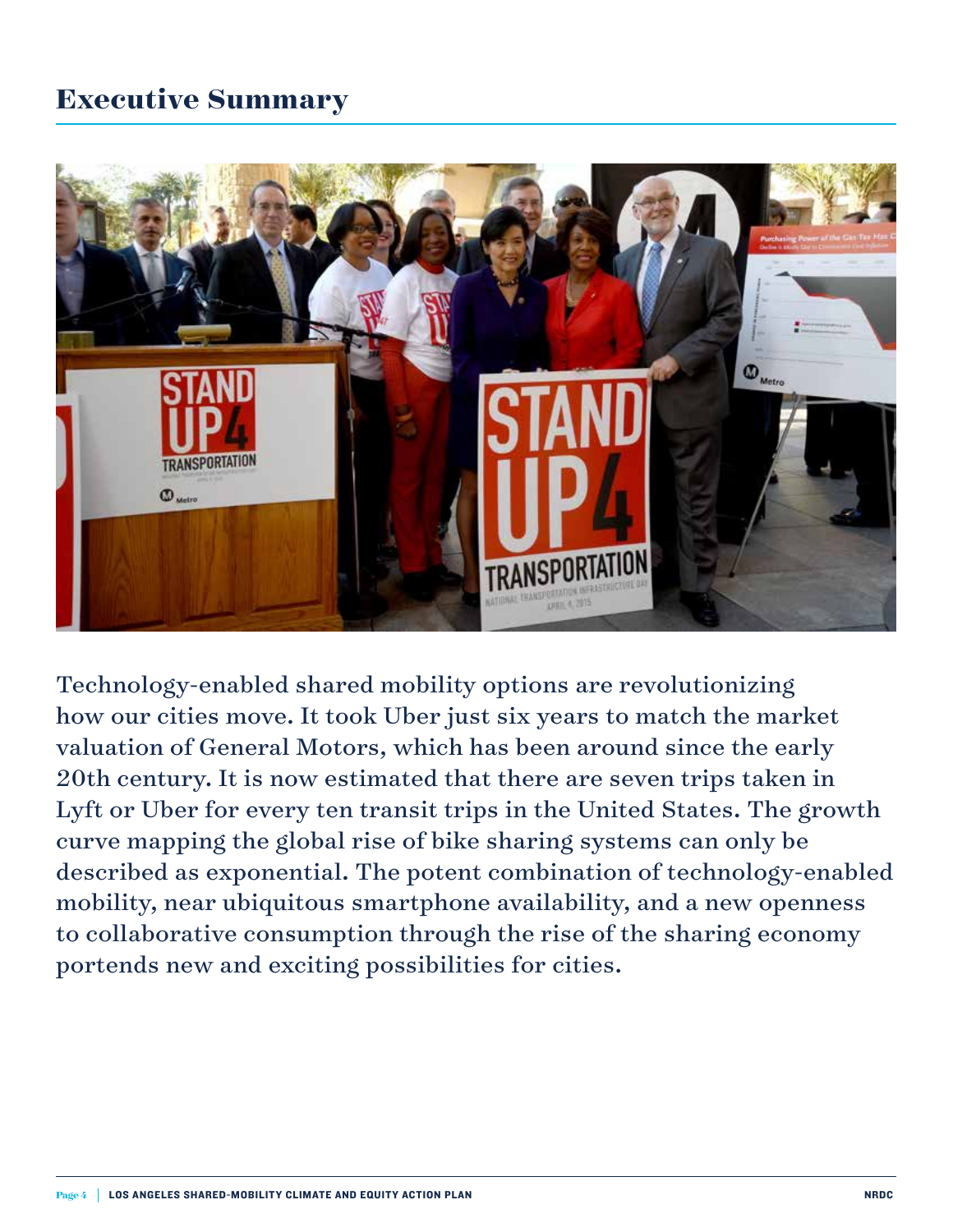# Executive Summary

Technology-enabled shared mobility options are revolutionizing how our cities move. It took Uber just six years to match the market valuation of General Motors, which has been around since the early 20th century. It is now estimated that there are seven trips taken in Lyft or Uber for every ten transit trips in the United States. The growth curve mapping the global rise of bike sharing systems can only be described as exponential. The potent combination of technology-enabled mobility, near ubiquitous smartphone availability, and a new openness to collaborative consumption through the rise of the sharing economy portends new and exciting possibilities for cities.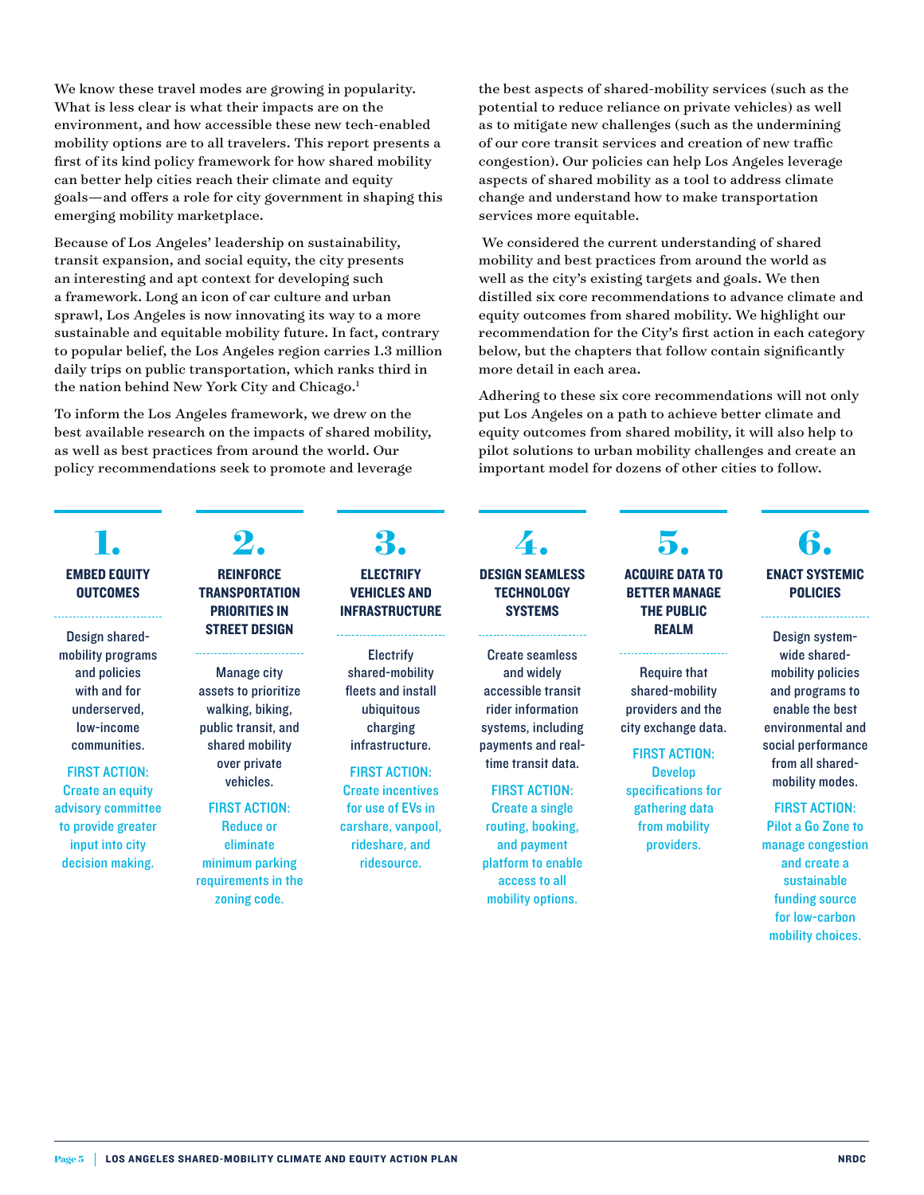We know these travel modes are growing in popularity. What is less clear is what their impacts are on the environment, and how accessible these new tech-enabled mobility options are to all travelers. This report presents a first of its kind policy framework for how shared mobility can better help cities reach their climate and equity goals—and offers a role for city government in shaping this emerging mobility marketplace.

Because of Los Angeles' leadership on sustainability, transit expansion, and social equity, the city presents an interesting and apt context for developing such a framework. Long an icon of car culture and urban sprawl, Los Angeles is now innovating its way to a more sustainable and equitable mobility future. In fact, contrary to popular belief, the Los Angeles region carries 1.3 million daily trips on public transportation, which ranks third in the nation behind New York City and Chicago.[1]

To inform the Los Angeles framework, we drew on the best available research on the impacts of shared mobility, as well as best practices from around the world. Our policy recommendations seek to promote and leverage the best aspects of shared-mobility services (such as the potential to reduce reliance on private vehicles) as well as to mitigate new challenges (such as the undermining of our core transit services and creation of new traffic congestion). Our policies can help Los Angeles leverage aspects of shared mobility as a tool to address climate change and understand how to make transportation services more equitable.

We considered the current understanding of shared mobility and best practices from around the world as well as the city's existing targets and goals. We then distilled six core recommendations to advance climate and equity outcomes from shared mobility. We highlight our recommendation for the City's first action in each category below, but the chapters that follow contain significantly more detail in each area.

Adhering to these six core recommendations will not only put Los Angeles on a path to achieve better climate and equity outcomes from shared mobility, it will also help to pilot solutions to urban mobility challenges and create an important model for dozens of other cities to follow.

## 1. EMBED EQUITY OUTCOMES

Design shared-mobility programs and policies with and for underserved, low-income communities.

FIRST ACTION: Create an equity advisory committee to provide greater input into city decision making.

## 2. REINFORCE TRANSPORTATION PRIORITIES IN STREET DESIGN

Manage city assets to prioritize walking, biking, public transit, and shared mobility over private vehicles.

FIRST ACTION: Reduce or eliminate minimum parking requirements in the zoning code.

## 3. ELECTRIFY VEHICLES AND INFRASTRUCTURE

Electrify shared-mobility fleets and install ubiquitous charging infrastructure.

FIRST ACTION: Create incentives for use of EVs in carshare, vanpool, rideshare, and ridesource.

## 4. DESIGN SEAMLESS TECHNOLOGY SYSTEMS

Create seamless and widely accessible transit rider information systems, including payments and real-time transit data.

FIRST ACTION: Create a single routing, booking, and payment platform to enable access to all mobility options.

## 5. ACQUIRE DATA TO BETTER MANAGE THE PUBLIC REALM

Require that shared-mobility providers and the city exchange data.

FIRST ACTION: Develop specifications for gathering data from mobility providers.

## 6. ENACT SYSTEMIC POLICIES

Design system-wide shared-mobility policies and programs to enable the best environmental and social performance from all shared-mobility modes.

FIRST ACTION: Pilot a Go Zone to manage congestion and create a sustainable funding source for low-carbon mobility choices.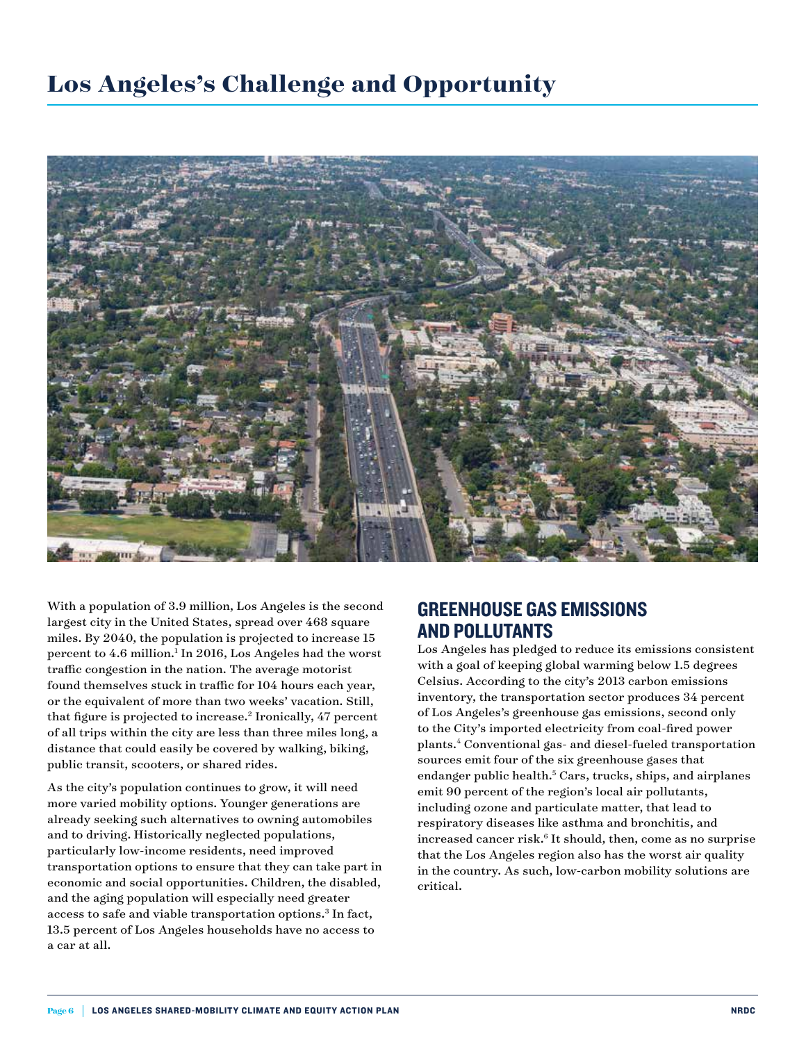# Los Angeles's Challenge and Opportunity

With a population of 3.9 million, Los Angeles is the second largest city in the United States, spread over 468 square miles. By 2040, the population is projected to increase 15 percent to 4.6 million.[1] In 2016, Los Angeles had the worst traffic congestion in the nation. The average motorist found themselves stuck in traffic for 104 hours each year, or the equivalent of more than two weeks' vacation. Still, that figure is projected to increase.[2] Ironically, 47 percent of all trips within the city are less than three miles long, a distance that could easily be covered by walking, biking, public transit, scooters, or shared rides.

As the city's population continues to grow, it will need more varied mobility options. Younger generations are already seeking such alternatives to owning automobiles and to driving. Historically neglected populations, particularly low-income residents, need improved transportation options to ensure that they can take part in economic and social opportunities. Children, the disabled, and the aging population will especially need greater access to safe and viable transportation options.[3] In fact, 13.5 percent of Los Angeles households have no access to a car at all.

## GREENHOUSE GAS EMISSIONS AND POLLUTANTS

Los Angeles has pledged to reduce its emissions consistent with a goal of keeping global warming below 1.5 degrees Celsius. According to the city's 2013 carbon emissions inventory, the transportation sector produces 34 percent of Los Angeles's greenhouse gas emissions, second only to the City's imported electricity from coal-fired power plants.[4] Conventional gas- and diesel-fueled transportation sources emit four of the six greenhouse gases that endanger public health.[5] Cars, trucks, ships, and airplanes emit 90 percent of the region's local air pollutants, including ozone and particulate matter, that lead to respiratory diseases like asthma and bronchitis, and increased cancer risk.[6] It should, then, come as no surprise that the Los Angeles region also has the worst air quality in the country. As such, low-carbon mobility solutions are critical.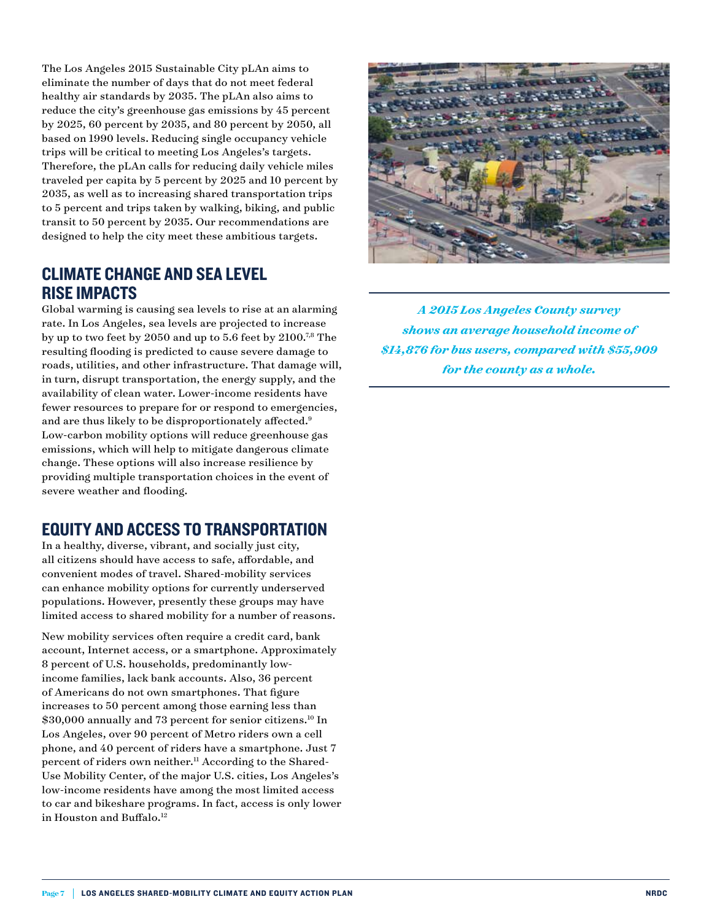The Los Angeles 2015 Sustainable City pLAn aims to eliminate the number of days that do not meet federal healthy air standards by 2035. The pLAn also aims to reduce the city's greenhouse gas emissions by 45 percent by 2025, 60 percent by 2035, and 80 percent by 2050, all based on 1990 levels. Reducing single occupancy vehicle trips will be critical to meeting Los Angeles's targets. Therefore, the pLAn calls for reducing daily vehicle miles traveled per capita by 5 percent by 2025 and 10 percent by 2035, as well as to increasing shared transportation trips to 5 percent and trips taken by walking, biking, and public transit to 50 percent by 2035. Our recommendations are designed to help the city meet these ambitious targets.

## CLIMATE CHANGE AND SEA LEVEL RISE IMPACTS

Global warming is causing sea levels to rise at an alarming rate. In Los Angeles, sea levels are projected to increase by up to two feet by 2050 and up to 5.6 feet by 2100.[7,8] The resulting flooding is predicted to cause severe damage to roads, utilities, and other infrastructure. That damage will, in turn, disrupt transportation, the energy supply, and the availability of clean water. Lower-income residents have fewer resources to prepare for or respond to emergencies, and are thus likely to be disproportionately affected.[9] Low-carbon mobility options will reduce greenhouse gas emissions, which will help to mitigate dangerous climate change. These options will also increase resilience by providing multiple transportation choices in the event of severe weather and flooding.

## EQUITY AND ACCESS TO TRANSPORTATION

In a healthy, diverse, vibrant, and socially just city, all citizens should have access to safe, affordable, and convenient modes of travel. Shared-mobility services can enhance mobility options for currently underserved populations. However, presently these groups may have limited access to shared mobility for a number of reasons.

New mobility services often require a credit card, bank account, Internet access, or a smartphone. Approximately 8 percent of U.S. households, predominantly low-income families, lack bank accounts. Also, 36 percent of Americans do not own smartphones. That figure increases to 50 percent among those earning less than $30,000 annually and 73 percent for senior citizens.[10] In Los Angeles, over 90 percent of Metro riders own a cell phone, and 40 percent of riders have a smartphone. Just 7 percent of riders own neither.[11] According to the Shared-Use Mobility Center, of the major U.S. cities, Los Angeles's low-income residents have among the most limited access to car and bikeshare programs. In fact, access is only lower in Houston and Buffalo.[12]

*A 2015 Los Angeles County survey shows an average household income of $14,876 for bus users, compared with $55,909 for the county as a whole.*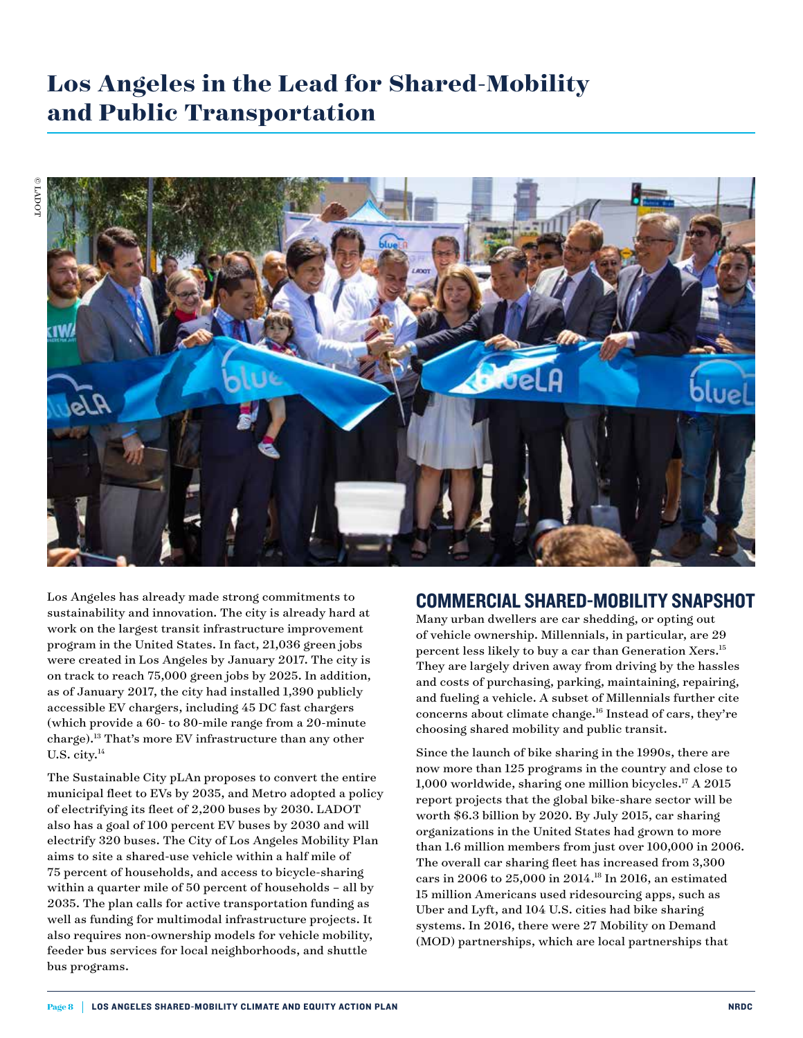# Los Angeles in the Lead for Shared-Mobility and Public Transportation

© LADOT

Los Angeles has already made strong commitments to sustainability and innovation. The city is already hard at work on the largest transit infrastructure improvement program in the United States. In fact, 21,036 green jobs were created in Los Angeles by January 2017. The city is on track to reach 75,000 green jobs by 2025. In addition, as of January 2017, the city had installed 1,390 publicly accessible EV chargers, including 45 DC fast chargers (which provide a 60- to 80-mile range from a 20-minute charge).[13] That's more EV infrastructure than any other U.S. city.[14]

The Sustainable City pLAn proposes to convert the entire municipal fleet to EVs by 2035, and Metro adopted a policy of electrifying its fleet of 2,200 buses by 2030. LADOT also has a goal of 100 percent EV buses by 2030 and will electrify 320 buses. The City of Los Angeles Mobility Plan aims to site a shared-use vehicle within a half mile of 75 percent of households, and access to bicycle-sharing within a quarter mile of 50 percent of households – all by 2035. The plan calls for active transportation funding as well as funding for multimodal infrastructure projects. It also requires non-ownership models for vehicle mobility, feeder bus services for local neighborhoods, and shuttle bus programs.

## COMMERCIAL SHARED-MOBILITY SNAPSHOT

Many urban dwellers are car shedding, or opting out of vehicle ownership. Millennials, in particular, are 29 percent less likely to buy a car than Generation Xers.[15] They are largely driven away from driving by the hassles and costs of purchasing, parking, maintaining, repairing, and fueling a vehicle. A subset of Millennials further cite concerns about climate change.[16] Instead of cars, they're choosing shared mobility and public transit.

Since the launch of bike sharing in the 1990s, there are now more than 125 programs in the country and close to 1,000 worldwide, sharing one million bicycles.[17] A 2015 report projects that the global bike-share sector will be worth $6.3 billion by 2020. By July 2015, car sharing organizations in the United States had grown to more than 1.6 million members from just over 100,000 in 2006. The overall car sharing fleet has increased from 3,300 cars in 2006 to 25,000 in 2014.[18] In 2016, an estimated 15 million Americans used ridesourcing apps, such as Uber and Lyft, and 104 U.S. cities had bike sharing systems. In 2016, there were 27 Mobility on Demand (MOD) partnerships, which are local partnerships that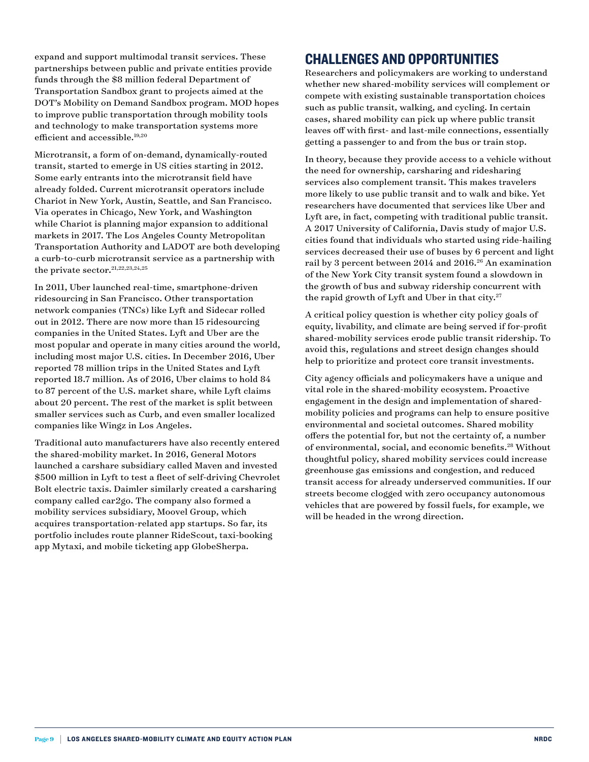expand and support multimodal transit services. These partnerships between public and private entities provide funds through the $8 million federal Department of Transportation Sandbox grant to projects aimed at the DOT's Mobility on Demand Sandbox program. MOD hopes to improve public transportation through mobility tools and technology to make transportation systems more efficient and accessible.[19,20]

Microtransit, a form of on-demand, dynamically-routed transit, started to emerge in US cities starting in 2012. Some early entrants into the microtransit field have already folded. Current microtransit operators include Chariot in New York, Austin, Seattle, and San Francisco. Via operates in Chicago, New York, and Washington while Chariot is planning major expansion to additional markets in 2017. The Los Angeles County Metropolitan Transportation Authority and LADOT are both developing a curb-to-curb microtransit service as a partnership with the private sector.[21,22,23,24,25]

In 2011, Uber launched real-time, smartphone-driven ridesourcing in San Francisco. Other transportation network companies (TNCs) like Lyft and Sidecar rolled out in 2012. There are now more than 15 ridesourcing companies in the United States. Lyft and Uber are the most popular and operate in many cities around the world, including most major U.S. cities. In December 2016, Uber reported 78 million trips in the United States and Lyft reported 18.7 million. As of 2016, Uber claims to hold 84 to 87 percent of the U.S. market share, while Lyft claims about 20 percent. The rest of the market is split between smaller services such as Curb, and even smaller localized companies like Wingz in Los Angeles.

Traditional auto manufacturers have also recently entered the shared-mobility market. In 2016, General Motors launched a carshare subsidiary called Maven and invested $500 million in Lyft to test a fleet of self-driving Chevrolet Bolt electric taxis. Daimler similarly created a carsharing company called car2go. The company also formed a mobility services subsidiary, Moovel Group, which acquires transportation-related app startups. So far, its portfolio includes route planner RideScout, taxi-booking app Mytaxi, and mobile ticketing app GlobeSherpa.

## CHALLENGES AND OPPORTUNITIES

Researchers and policymakers are working to understand whether new shared-mobility services will complement or compete with existing sustainable transportation choices such as public transit, walking, and cycling. In certain cases, shared mobility can pick up where public transit leaves off with first- and last-mile connections, essentially getting a passenger to and from the bus or train stop.

In theory, because they provide access to a vehicle without the need for ownership, carsharing and ridesharing services also complement transit. This makes travelers more likely to use public transit and to walk and bike. Yet researchers have documented that services like Uber and Lyft are, in fact, competing with traditional public transit. A 2017 University of California, Davis study of major U.S. cities found that individuals who started using ride-hailing services decreased their use of buses by 6 percent and light rail by 3 percent between 2014 and 2016.[26] An examination of the New York City transit system found a slowdown in the growth of bus and subway ridership concurrent with the rapid growth of Lyft and Uber in that city.[27]

A critical policy question is whether city policy goals of equity, livability, and climate are being served if for-profit shared-mobility services erode public transit ridership. To avoid this, regulations and street design changes should help to prioritize and protect core transit investments.

City agency officials and policymakers have a unique and vital role in the shared-mobility ecosystem. Proactive engagement in the design and implementation of shared-mobility policies and programs can help to ensure positive environmental and societal outcomes. Shared mobility offers the potential for, but not the certainty of, a number of environmental, social, and economic benefits.[28] Without thoughtful policy, shared mobility services could increase greenhouse gas emissions and congestion, and reduced transit access for already underserved communities. If our streets become clogged with zero occupancy autonomous vehicles that are powered by fossil fuels, for example, we will be headed in the wrong direction.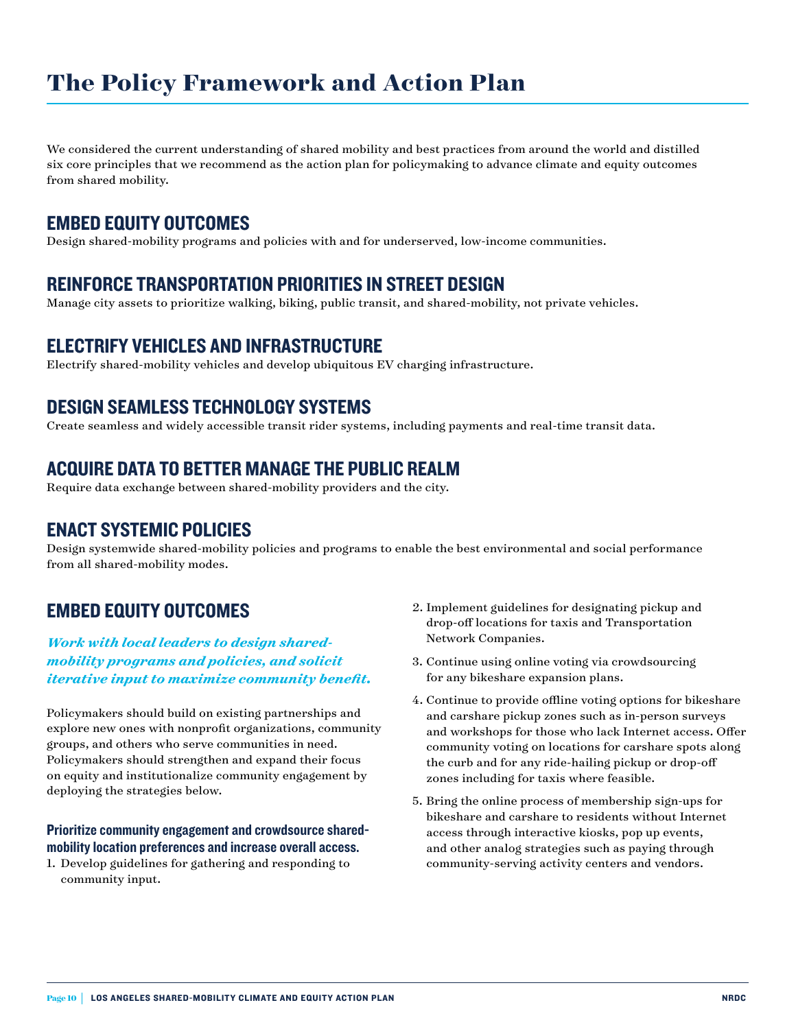# The Policy Framework and Action Plan

We considered the current understanding of shared mobility and best practices from around the world and distilled six core principles that we recommend as the action plan for policymaking to advance climate and equity outcomes from shared mobility.

## EMBED EQUITY OUTCOMES

Design shared-mobility programs and policies with and for underserved, low-income communities.

## REINFORCE TRANSPORTATION PRIORITIES IN STREET DESIGN

Manage city assets to prioritize walking, biking, public transit, and shared-mobility, not private vehicles.

## ELECTRIFY VEHICLES AND INFRASTRUCTURE

Electrify shared-mobility vehicles and develop ubiquitous EV charging infrastructure.

## DESIGN SEAMLESS TECHNOLOGY SYSTEMS

Create seamless and widely accessible transit rider systems, including payments and real-time transit data.

## ACQUIRE DATA TO BETTER MANAGE THE PUBLIC REALM

Require data exchange between shared-mobility providers and the city.

## ENACT SYSTEMIC POLICIES

Design systemwide shared-mobility policies and programs to enable the best environmental and social performance from all shared-mobility modes.

## EMBED EQUITY OUTCOMES

***Work with local leaders to design shared-mobility programs and policies, and solicit iterative input to maximize community benefit.***

Policymakers should build on existing partnerships and explore new ones with nonprofit organizations, community groups, and others who serve communities in need. Policymakers should strengthen and expand their focus on equity and institutionalize community engagement by deploying the strategies below.

### Prioritize community engagement and crowdsource shared-mobility location preferences and increase overall access.

1. Develop guidelines for gathering and responding to community input.
2. Implement guidelines for designating pickup and drop-off locations for taxis and Transportation Network Companies.
3. Continue using online voting via crowdsourcing for any bikeshare expansion plans.
4. Continue to provide offline voting options for bikeshare and carshare pickup zones such as in-person surveys and workshops for those who lack Internet access. Offer community voting on locations for carshare spots along the curb and for any ride-hailing pickup or drop-off zones including for taxis where feasible.
5. Bring the online process of membership sign-ups for bikeshare and carshare to residents without Internet access through interactive kiosks, pop up events, and other analog strategies such as paying through community-serving activity centers and vendors.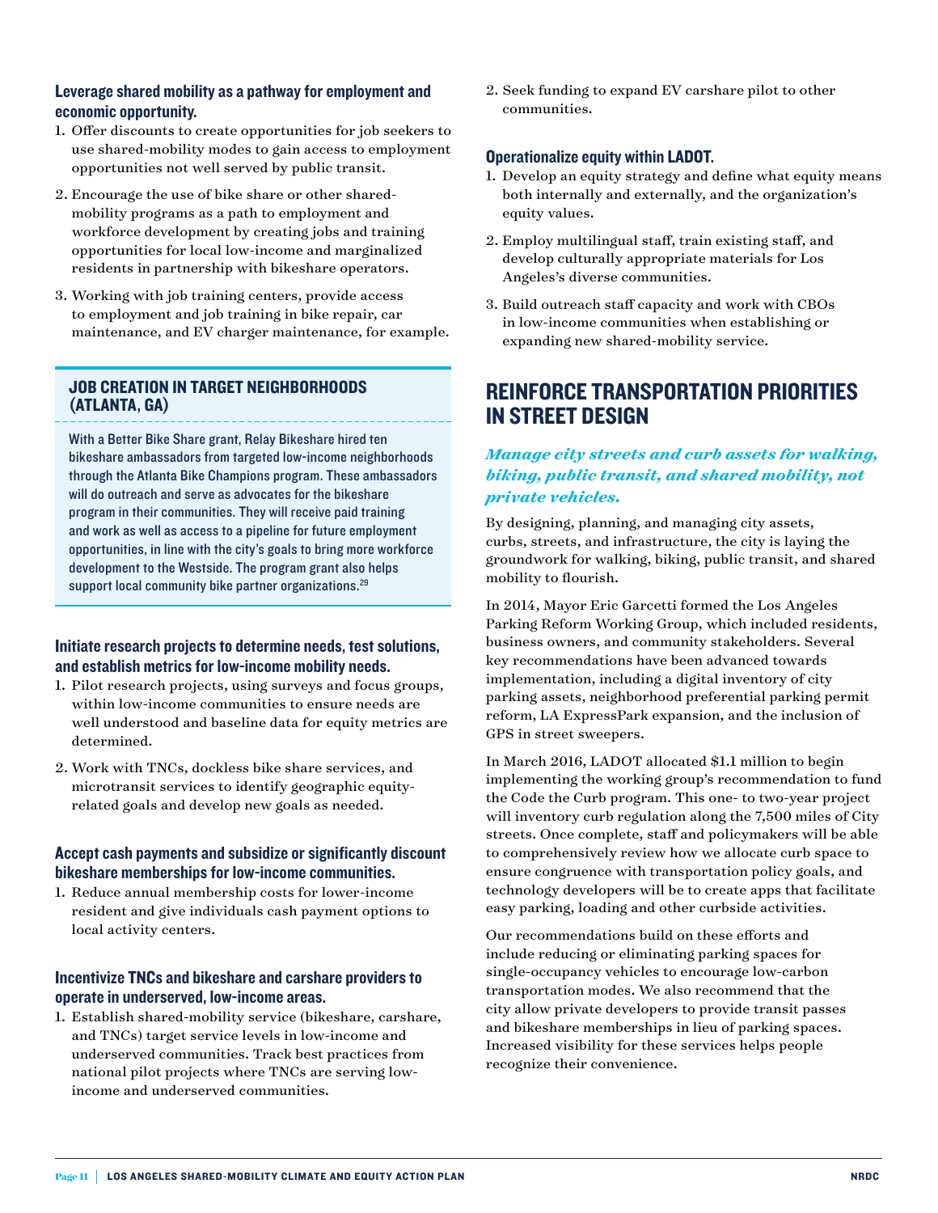### Leverage shared mobility as a pathway for employment and economic opportunity.

1. Offer discounts to create opportunities for job seekers to use shared-mobility modes to gain access to employment opportunities not well served by public transit.
2. Encourage the use of bike share or other shared-mobility programs as a path to employment and workforce development by creating jobs and training opportunities for local low-income and marginalized residents in partnership with bikeshare operators.
3. Working with job training centers, provide access to employment and job training in bike repair, car maintenance, and EV charger maintenance, for example.

> **JOB CREATION IN TARGET NEIGHBORHOODS (ATLANTA, GA)**
>
> With a Better Bike Share grant, Relay Bikeshare hired ten bikeshare ambassadors from targeted low-income neighborhoods through the Atlanta Bike Champions program. These ambassadors will do outreach and serve as advocates for the bikeshare program in their communities. They will receive paid training and work as well as access to a pipeline for future employment opportunities, in line with the city's goals to bring more workforce development to the Westside. The program grant also helps support local community bike partner organizations.[29]

### Initiate research projects to determine needs, test solutions, and establish metrics for low-income mobility needs.

1. Pilot research projects, using surveys and focus groups, within low-income communities to ensure needs are well understood and baseline data for equity metrics are determined.
2. Work with TNCs, dockless bike share services, and microtransit services to identify geographic equity-related goals and develop new goals as needed.

### Accept cash payments and subsidize or significantly discount bikeshare memberships for low-income communities.

1. Reduce annual membership costs for lower-income resident and give individuals cash payment options to local activity centers.

### Incentivize TNCs and bikeshare and carshare providers to operate in underserved, low-income areas.

1. Establish shared-mobility service (bikeshare, carshare, and TNCs) target service levels in low-income and underserved communities. Track best practices from national pilot projects where TNCs are serving low-income and underserved communities.
2. Seek funding to expand EV carshare pilot to other communities.

### Operationalize equity within LADOT.

1. Develop an equity strategy and define what equity means both internally and externally, and the organization's equity values.
2. Employ multilingual staff, train existing staff, and develop culturally appropriate materials for Los Angeles's diverse communities.
3. Build outreach staff capacity and work with CBOs in low-income communities when establishing or expanding new shared-mobility service.

## REINFORCE TRANSPORTATION PRIORITIES IN STREET DESIGN

***Manage city streets and curb assets for walking, biking, public transit, and shared mobility, not private vehicles.***

By designing, planning, and managing city assets, curbs, streets, and infrastructure, the city is laying the groundwork for walking, biking, public transit, and shared mobility to flourish.

In 2014, Mayor Eric Garcetti formed the Los Angeles Parking Reform Working Group, which included residents, business owners, and community stakeholders. Several key recommendations have been advanced towards implementation, including a digital inventory of city parking assets, neighborhood preferential parking permit reform, LA ExpressPark expansion, and the inclusion of GPS in street sweepers.

In March 2016, LADOT allocated $1.1 million to begin implementing the working group's recommendation to fund the Code the Curb program. This one- to two-year project will inventory curb regulation along the 7,500 miles of City streets. Once complete, staff and policymakers will be able to comprehensively review how we allocate curb space to ensure congruence with transportation policy goals, and technology developers will be to create apps that facilitate easy parking, loading and other curbside activities.

Our recommendations build on these efforts and include reducing or eliminating parking spaces for single-occupancy vehicles to encourage low-carbon transportation modes. We also recommend that the city allow private developers to provide transit passes and bikeshare memberships in lieu of parking spaces. Increased visibility for these services helps people recognize their convenience.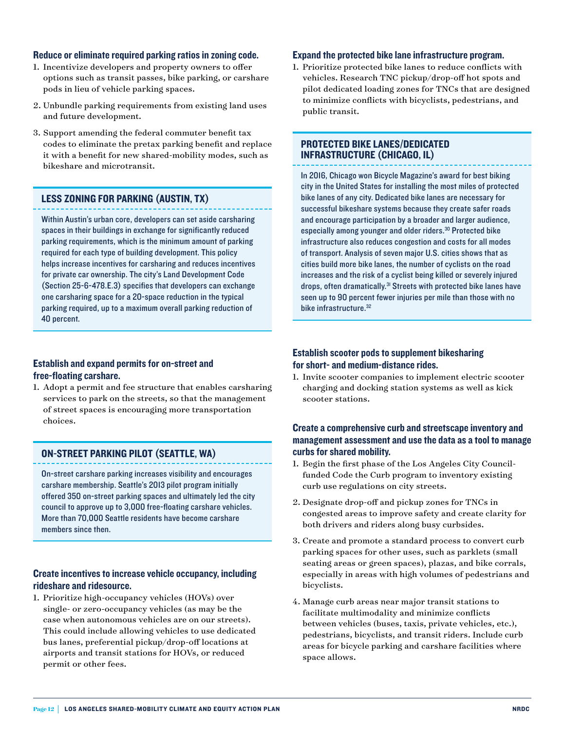### Reduce or eliminate required parking ratios in zoning code.

1. Incentivize developers and property owners to offer options such as transit passes, bike parking, or carshare pods in lieu of vehicle parking spaces.
2. Unbundle parking requirements from existing land uses and future development.
3. Support amending the federal commuter benefit tax codes to eliminate the pretax parking benefit and replace it with a benefit for new shared-mobility modes, such as bikeshare and microtransit.

### LESS ZONING FOR PARKING (AUSTIN, TX)

Within Austin's urban core, developers can set aside carsharing spaces in their buildings in exchange for significantly reduced parking requirements, which is the minimum amount of parking required for each type of building development. This policy helps increase incentives for carsharing and reduces incentives for private car ownership. The city's Land Development Code (Section 25-6-478.E.3) specifies that developers can exchange one carsharing space for a 20-space reduction in the typical parking required, up to a maximum overall parking reduction of 40 percent.

### Establish and expand permits for on-street and free-floating carshare.

1. Adopt a permit and fee structure that enables carsharing services to park on the streets, so that the management of street spaces is encouraging more transportation choices.

### ON-STREET PARKING PILOT (SEATTLE, WA)

On-street carshare parking increases visibility and encourages carshare membership. Seattle's 2013 pilot program initially offered 350 on-street parking spaces and ultimately led the city council to approve up to 3,000 free-floating carshare vehicles. More than 70,000 Seattle residents have become carshare members since then.

### Create incentives to increase vehicle occupancy, including rideshare and ridesource.

1. Prioritize high-occupancy vehicles (HOVs) over single- or zero-occupancy vehicles (as may be the case when autonomous vehicles are on our streets). This could include allowing vehicles to use dedicated bus lanes, preferential pickup/drop-off locations at airports and transit stations for HOVs, or reduced permit or other fees.

### Expand the protected bike lane infrastructure program.

1. Prioritize protected bike lanes to reduce conflicts with vehicles. Research TNC pickup/drop-off hot spots and pilot dedicated loading zones for TNCs that are designed to minimize conflicts with bicyclists, pedestrians, and public transit.

### PROTECTED BIKE LANES/DEDICATED INFRASTRUCTURE (CHICAGO, IL)

In 2016, Chicago won Bicycle Magazine's award for best biking city in the United States for installing the most miles of protected bike lanes of any city. Dedicated bike lanes are necessary for successful bikeshare systems because they create safer roads and encourage participation by a broader and larger audience, especially among younger and older riders.[30] Protected bike infrastructure also reduces congestion and costs for all modes of transport. Analysis of seven major U.S. cities shows that as cities build more bike lanes, the number of cyclists on the road increases and the risk of a cyclist being killed or severely injured drops, often dramatically.[31] Streets with protected bike lanes have seen up to 90 percent fewer injuries per mile than those with no bike infrastructure.[32]

### Establish scooter pods to supplement bikesharing for short- and medium-distance rides.

1. Invite scooter companies to implement electric scooter charging and docking station systems as well as kick scooter stations.

### Create a comprehensive curb and streetscape inventory and management assessment and use the data as a tool to manage curbs for shared mobility.

1. Begin the first phase of the Los Angeles City Council-funded Code the Curb program to inventory existing curb use regulations on city streets.
2. Designate drop-off and pickup zones for TNCs in congested areas to improve safety and create clarity for both drivers and riders along busy curbsides.
3. Create and promote a standard process to convert curb parking spaces for other uses, such as parklets (small seating areas or green spaces), plazas, and bike corrals, especially in areas with high volumes of pedestrians and bicyclists.
4. Manage curb areas near major transit stations to facilitate multimodality and minimize conflicts between vehicles (buses, taxis, private vehicles, etc.), pedestrians, bicyclists, and transit riders. Include curb areas for bicycle parking and carshare facilities where space allows.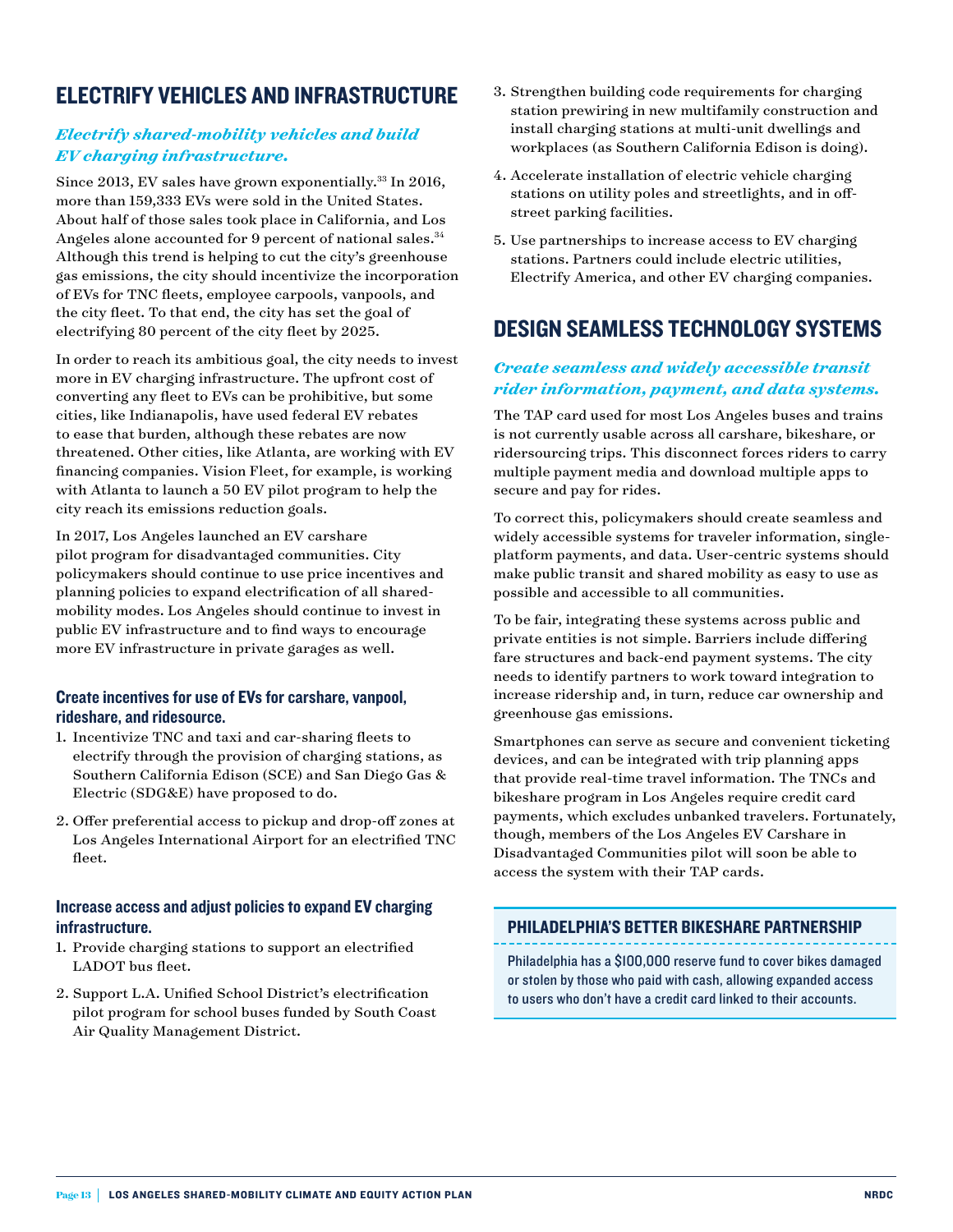## ELECTRIFY VEHICLES AND INFRASTRUCTURE

### *Electrify shared-mobility vehicles and build EV charging infrastructure.*

Since 2013, EV sales have grown exponentially.[33] In 2016, more than 159,333 EVs were sold in the United States. About half of those sales took place in California, and Los Angeles alone accounted for 9 percent of national sales.[34] Although this trend is helping to cut the city's greenhouse gas emissions, the city should incentivize the incorporation of EVs for TNC fleets, employee carpools, vanpools, and the city fleet. To that end, the city has set the goal of electrifying 80 percent of the city fleet by 2025.

In order to reach its ambitious goal, the city needs to invest more in EV charging infrastructure. The upfront cost of converting any fleet to EVs can be prohibitive, but some cities, like Indianapolis, have used federal EV rebates to ease that burden, although these rebates are now threatened. Other cities, like Atlanta, are working with EV financing companies. Vision Fleet, for example, is working with Atlanta to launch a 50 EV pilot program to help the city reach its emissions reduction goals.

In 2017, Los Angeles launched an EV carshare pilot program for disadvantaged communities. City policymakers should continue to use price incentives and planning policies to expand electrification of all shared-mobility modes. Los Angeles should continue to invest in public EV infrastructure and to find ways to encourage more EV infrastructure in private garages as well.

#### Create incentives for use of EVs for carshare, vanpool, rideshare, and ridesource.

1. Incentivize TNC and taxi and car-sharing fleets to electrify through the provision of charging stations, as Southern California Edison (SCE) and San Diego Gas & Electric (SDG&E) have proposed to do.
2. Offer preferential access to pickup and drop-off zones at Los Angeles International Airport for an electrified TNC fleet.

#### Increase access and adjust policies to expand EV charging infrastructure.

1. Provide charging stations to support an electrified LADOT bus fleet.
2. Support L.A. Unified School District's electrification pilot program for school buses funded by South Coast Air Quality Management District.
3. Strengthen building code requirements for charging station prewiring in new multifamily construction and install charging stations at multi-unit dwellings and workplaces (as Southern California Edison is doing).
4. Accelerate installation of electric vehicle charging stations on utility poles and streetlights, and in off-street parking facilities.
5. Use partnerships to increase access to EV charging stations. Partners could include electric utilities, Electrify America, and other EV charging companies.

## DESIGN SEAMLESS TECHNOLOGY SYSTEMS

### *Create seamless and widely accessible transit rider information, payment, and data systems.*

The TAP card used for most Los Angeles buses and trains is not currently usable across all carshare, bikeshare, or ridersourcing trips. This disconnect forces riders to carry multiple payment media and download multiple apps to secure and pay for rides.

To correct this, policymakers should create seamless and widely accessible systems for traveler information, single-platform payments, and data. User-centric systems should make public transit and shared mobility as easy to use as possible and accessible to all communities.

To be fair, integrating these systems across public and private entities is not simple. Barriers include differing fare structures and back-end payment systems. The city needs to identify partners to work toward integration to increase ridership and, in turn, reduce car ownership and greenhouse gas emissions.

Smartphones can serve as secure and convenient ticketing devices, and can be integrated with trip planning apps that provide real-time travel information. The TNCs and bikeshare program in Los Angeles require credit card payments, which excludes unbanked travelers. Fortunately, though, members of the Los Angeles EV Carshare in Disadvantaged Communities pilot will soon be able to access the system with their TAP cards.

#### PHILADELPHIA'S BETTER BIKESHARE PARTNERSHIP

Philadelphia has a $100,000 reserve fund to cover bikes damaged or stolen by those who paid with cash, allowing expanded access to users who don't have a credit card linked to their accounts.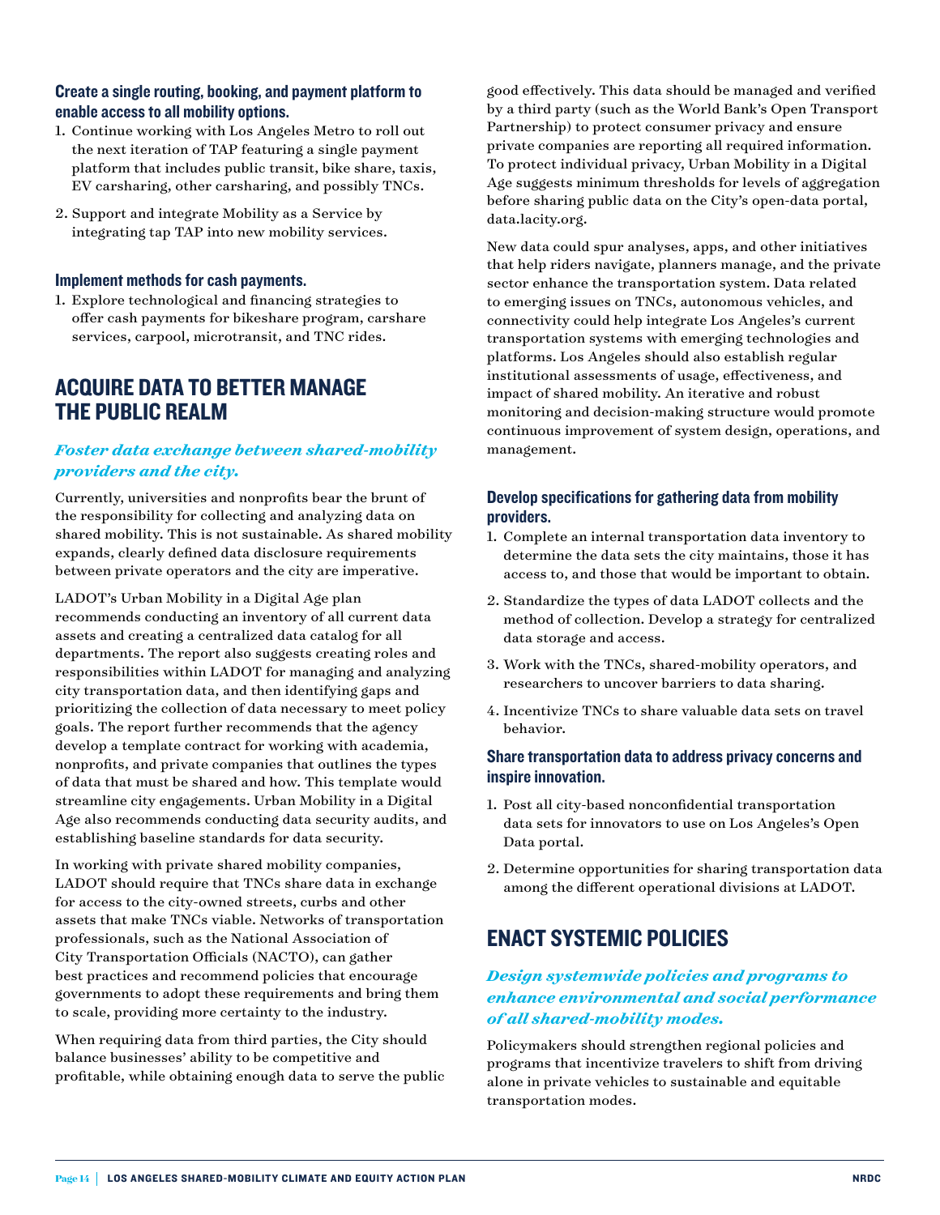#### Create a single routing, booking, and payment platform to enable access to all mobility options.

1. Continue working with Los Angeles Metro to roll out the next iteration of TAP featuring a single payment platform that includes public transit, bike share, taxis, EV carsharing, other carsharing, and possibly TNCs.
2. Support and integrate Mobility as a Service by integrating tap TAP into new mobility services.

#### Implement methods for cash payments.

1. Explore technological and financing strategies to offer cash payments for bikeshare program, carshare services, carpool, microtransit, and TNC rides.

## ACQUIRE DATA TO BETTER MANAGE THE PUBLIC REALM

### *Foster data exchange between shared-mobility providers and the city.*

Currently, universities and nonprofits bear the brunt of the responsibility for collecting and analyzing data on shared mobility. This is not sustainable. As shared mobility expands, clearly defined data disclosure requirements between private operators and the city are imperative.

LADOT's Urban Mobility in a Digital Age plan recommends conducting an inventory of all current data assets and creating a centralized data catalog for all departments. The report also suggests creating roles and responsibilities within LADOT for managing and analyzing city transportation data, and then identifying gaps and prioritizing the collection of data necessary to meet policy goals. The report further recommends that the agency develop a template contract for working with academia, nonprofits, and private companies that outlines the types of data that must be shared and how. This template would streamline city engagements. Urban Mobility in a Digital Age also recommends conducting data security audits, and establishing baseline standards for data security.

In working with private shared mobility companies, LADOT should require that TNCs share data in exchange for access to the city-owned streets, curbs and other assets that make TNCs viable. Networks of transportation professionals, such as the National Association of City Transportation Officials (NACTO), can gather best practices and recommend policies that encourage governments to adopt these requirements and bring them to scale, providing more certainty to the industry.

When requiring data from third parties, the City should balance businesses' ability to be competitive and profitable, while obtaining enough data to serve the public good effectively. This data should be managed and verified by a third party (such as the World Bank's Open Transport Partnership) to protect consumer privacy and ensure private companies are reporting all required information. To protect individual privacy, Urban Mobility in a Digital Age suggests minimum thresholds for levels of aggregation before sharing public data on the City's open-data portal, data.lacity.org.

New data could spur analyses, apps, and other initiatives that help riders navigate, planners manage, and the private sector enhance the transportation system. Data related to emerging issues on TNCs, autonomous vehicles, and connectivity could help integrate Los Angeles's current transportation systems with emerging technologies and platforms. Los Angeles should also establish regular institutional assessments of usage, effectiveness, and impact of shared mobility. An iterative and robust monitoring and decision-making structure would promote continuous improvement of system design, operations, and management.

#### Develop specifications for gathering data from mobility providers.

1. Complete an internal transportation data inventory to determine the data sets the city maintains, those it has access to, and those that would be important to obtain.
2. Standardize the types of data LADOT collects and the method of collection. Develop a strategy for centralized data storage and access.
3. Work with the TNCs, shared-mobility operators, and researchers to uncover barriers to data sharing.
4. Incentivize TNCs to share valuable data sets on travel behavior.

#### Share transportation data to address privacy concerns and inspire innovation.

1. Post all city-based nonconfidential transportation data sets for innovators to use on Los Angeles's Open Data portal.
2. Determine opportunities for sharing transportation data among the different operational divisions at LADOT.

## ENACT SYSTEMIC POLICIES

### *Design systemwide policies and programs to enhance environmental and social performance of all shared-mobility modes.*

Policymakers should strengthen regional policies and programs that incentivize travelers to shift from driving alone in private vehicles to sustainable and equitable transportation modes.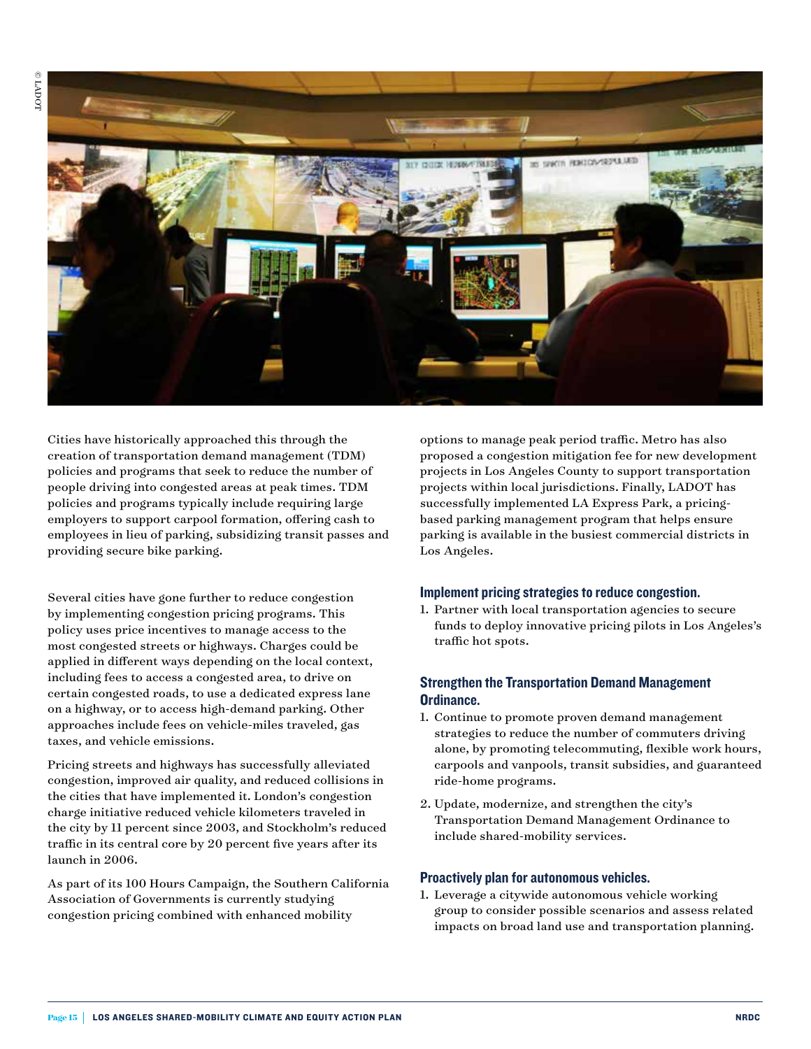Cities have historically approached this through the creation of transportation demand management (TDM) policies and programs that seek to reduce the number of people driving into congested areas at peak times. TDM policies and programs typically include requiring large employers to support carpool formation, offering cash to employees in lieu of parking, subsidizing transit passes and providing secure bike parking.

Several cities have gone further to reduce congestion by implementing congestion pricing programs. This policy uses price incentives to manage access to the most congested streets or highways. Charges could be applied in different ways depending on the local context, including fees to access a congested area, to drive on certain congested roads, to use a dedicated express lane on a highway, or to access high-demand parking. Other approaches include fees on vehicle-miles traveled, gas taxes, and vehicle emissions.

Pricing streets and highways has successfully alleviated congestion, improved air quality, and reduced collisions in the cities that have implemented it. London's congestion charge initiative reduced vehicle kilometers traveled in the city by 11 percent since 2003, and Stockholm's reduced traffic in its central core by 20 percent five years after its launch in 2006.

As part of its 100 Hours Campaign, the Southern California Association of Governments is currently studying congestion pricing combined with enhanced mobility options to manage peak period traffic. Metro has also proposed a congestion mitigation fee for new development projects in Los Angeles County to support transportation projects within local jurisdictions. Finally, LADOT has successfully implemented LA Express Park, a pricing-based parking management program that helps ensure parking is available in the busiest commercial districts in Los Angeles.

### Implement pricing strategies to reduce congestion.

1. Partner with local transportation agencies to secure funds to deploy innovative pricing pilots in Los Angeles's traffic hot spots.

### Strengthen the Transportation Demand Management Ordinance.

1. Continue to promote proven demand management strategies to reduce the number of commuters driving alone, by promoting telecommuting, flexible work hours, carpools and vanpools, transit subsidies, and guaranteed ride-home programs.
2. Update, modernize, and strengthen the city's Transportation Demand Management Ordinance to include shared-mobility services.

### Proactively plan for autonomous vehicles.

1. Leverage a citywide autonomous vehicle working group to consider possible scenarios and assess related impacts on broad land use and transportation planning.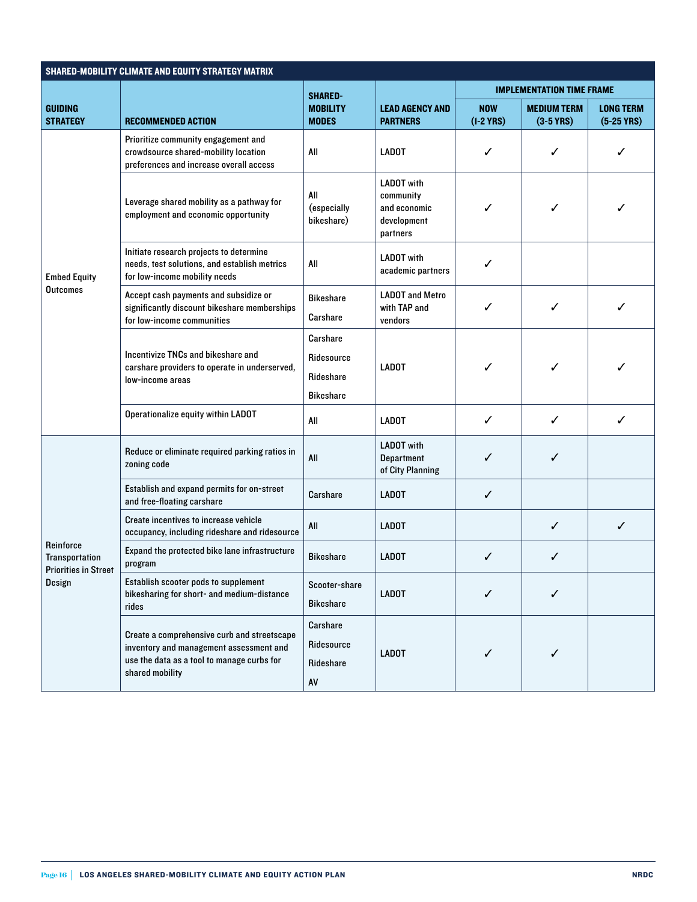## SHARED-MOBILITY CLIMATE AND EQUITY STRATEGY MATRIX

| GUIDING STRATEGY | RECOMMENDED ACTION | SHARED-MOBILITY MODES | LEAD AGENCY AND PARTNERS | IMPLEMENTATION TIME FRAME | | |
|---|---|---|---|---|---|---|
| | | | | NOW (1-2 YRS) | MEDIUM TERM (3-5 YRS) | LONG TERM (5-25 YRS) |
| Embed Equity Outcomes | Prioritize community engagement and crowdsource shared-mobility location preferences and increase overall access | All | LADOT | ✓ | ✓ | ✓ |
| | Leverage shared mobility as a pathway for employment and economic opportunity | All (especially bikeshare) | LADOT with community and economic development partners | ✓ | ✓ | ✓ |
| | Initiate research projects to determine needs, test solutions, and establish metrics for low-income mobility needs | All | LADOT with academic partners | ✓ | | |
| | Accept cash payments and subsidize or significantly discount bikeshare memberships for low-income communities | Bikeshare<br>Carshare | LADOT and Metro with TAP and vendors | ✓ | ✓ | ✓ |
| | Incentivize TNCs and bikeshare and carshare providers to operate in underserved, low-income areas | Carshare<br>Ridesource<br>Rideshare<br>Bikeshare | LADOT | ✓ | ✓ | ✓ |
| | Operationalize equity within LADOT | All | LADOT | ✓ | ✓ | ✓ |
| Reinforce Transportation Priorities in Street Design | Reduce or eliminate required parking ratios in zoning code | All | LADOT with Department of City Planning | ✓ | ✓ | |
| | Establish and expand permits for on-street and free-floating carshare | Carshare | LADOT | ✓ | | |
| | Create incentives to increase vehicle occupancy, including rideshare and ridesource | All | LADOT | | ✓ | ✓ |
| | Expand the protected bike lane infrastructure program | Bikeshare | LADOT | ✓ | ✓ | |
| | Establish scooter pods to supplement bikesharing for short- and medium-distance rides | Scooter-share<br>Bikeshare | LADOT | ✓ | ✓ | |
| | Create a comprehensive curb and streetscape inventory and management assessment and use the data as a tool to manage curbs for shared mobility | Carshare<br>Ridesource<br>Rideshare<br>AV | LADOT | ✓ | ✓ | |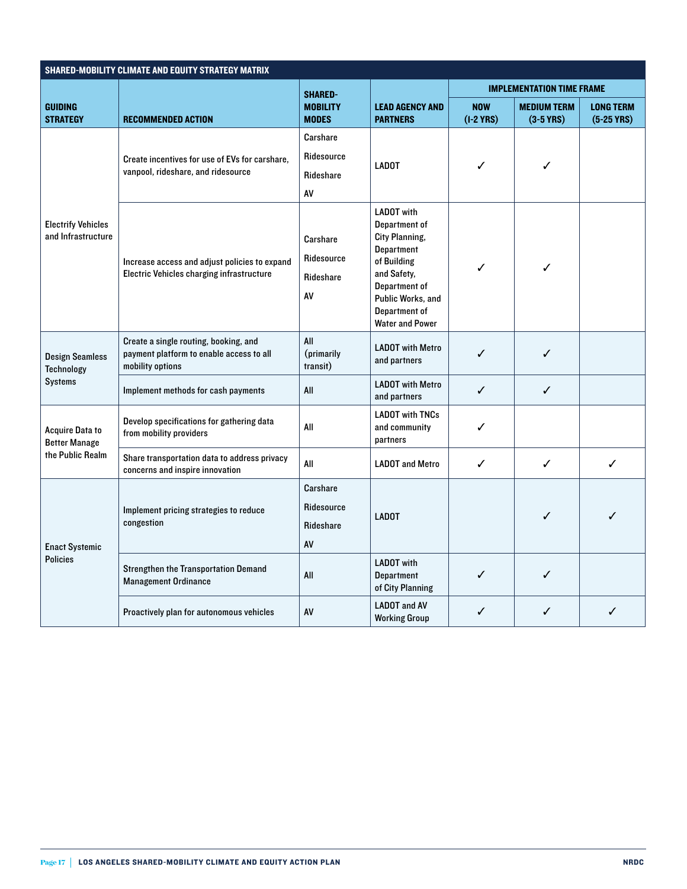**SHARED-MOBILITY CLIMATE AND EQUITY STRATEGY MATRIX**

| GUIDING STRATEGY | RECOMMENDED ACTION | SHARED-MOBILITY MODES | LEAD AGENCY AND PARTNERS | IMPLEMENTATION TIME FRAME | | |
|---|---|---|---|---|---|---|
| | | | | NOW (1-2 YRS) | MEDIUM TERM (3-5 YRS) | LONG TERM (5-25 YRS) |
| Electrify Vehicles and Infrastructure | Create incentives for use of EVs for carshare, vanpool, rideshare, and ridesource | Carshare<br>Ridesource<br>Rideshare<br>AV | LADOT | ✓ | ✓ | |
| | Increase access and adjust policies to expand Electric Vehicles charging infrastructure | Carshare<br>Ridesource<br>Rideshare<br>AV | LADOT with Department of City Planning, Department of Building and Safety, Department of Public Works, and Department of Water and Power | ✓ | ✓ | |
| Design Seamless Technology Systems | Create a single routing, booking, and payment platform to enable access to all mobility options | All (primarily transit) | LADOT with Metro and partners | ✓ | ✓ | |
| | Implement methods for cash payments | All | LADOT with Metro and partners | ✓ | ✓ | |
| Acquire Data to Better Manage the Public Realm | Develop specifications for gathering data from mobility providers | All | LADOT with TNCs and community partners | ✓ | | |
| | Share transportation data to address privacy concerns and inspire innovation | All | LADOT and Metro | ✓ | ✓ | ✓ |
| Enact Systemic Policies | Implement pricing strategies to reduce congestion | Carshare<br>Ridesource<br>Rideshare<br>AV | LADOT | | ✓ | ✓ |
| | Strengthen the Transportation Demand Management Ordinance | All | LADOT with Department of City Planning | ✓ | ✓ | |
| | Proactively plan for autonomous vehicles | AV | LADOT and AV Working Group | ✓ | ✓ | ✓ |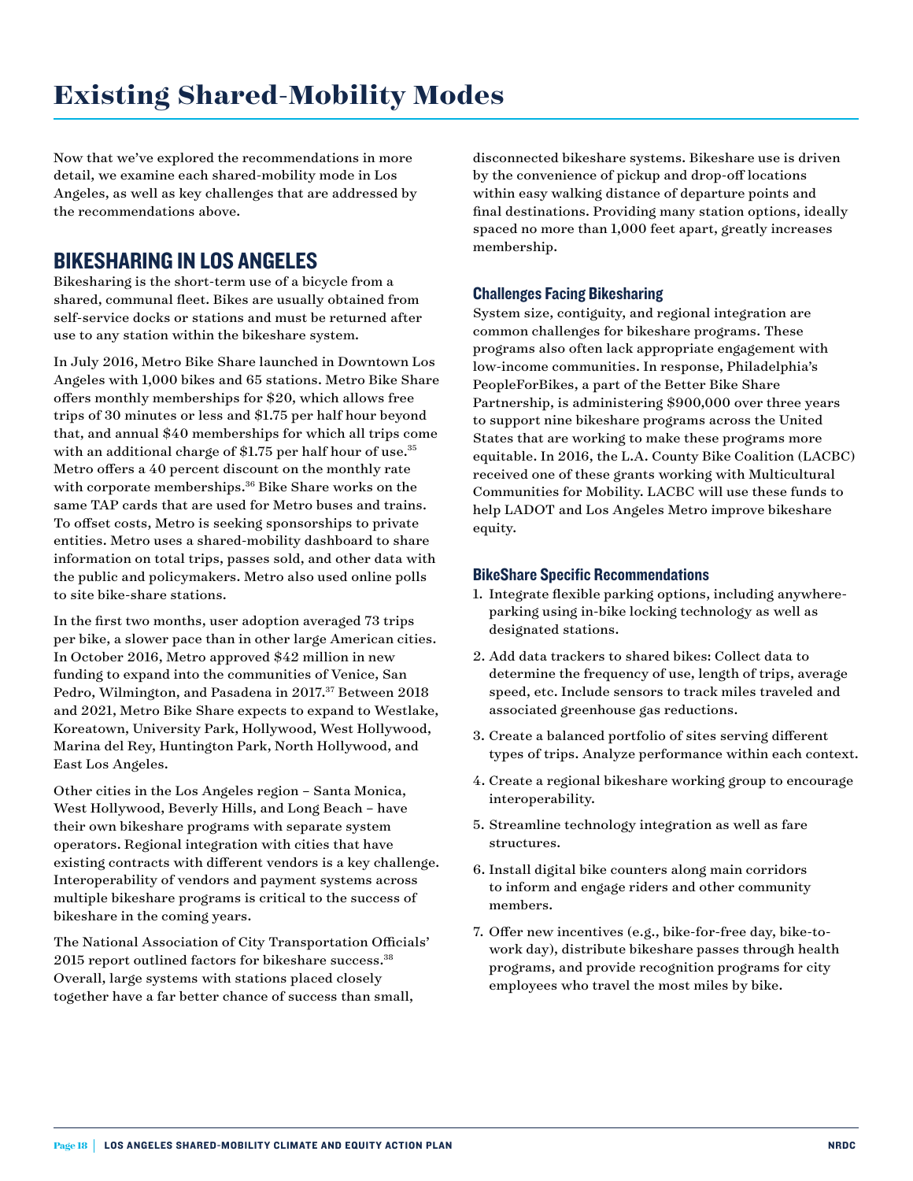# Existing Shared-Mobility Modes

Now that we've explored the recommendations in more detail, we examine each shared-mobility mode in Los Angeles, as well as key challenges that are addressed by the recommendations above.

## BIKESHARING IN LOS ANGELES

Bikesharing is the short-term use of a bicycle from a shared, communal fleet. Bikes are usually obtained from self-service docks or stations and must be returned after use to any station within the bikeshare system.

In July 2016, Metro Bike Share launched in Downtown Los Angeles with 1,000 bikes and 65 stations. Metro Bike Share offers monthly memberships for $20, which allows free trips of 30 minutes or less and $1.75 per half hour beyond that, and annual $40 memberships for which all trips come with an additional charge of $1.75 per half hour of use.[35] Metro offers a 40 percent discount on the monthly rate with corporate memberships.[36] Bike Share works on the same TAP cards that are used for Metro buses and trains. To offset costs, Metro is seeking sponsorships to private entities. Metro uses a shared-mobility dashboard to share information on total trips, passes sold, and other data with the public and policymakers. Metro also used online polls to site bike-share stations.

In the first two months, user adoption averaged 73 trips per bike, a slower pace than in other large American cities. In October 2016, Metro approved $42 million in new funding to expand into the communities of Venice, San Pedro, Wilmington, and Pasadena in 2017.[37] Between 2018 and 2021, Metro Bike Share expects to expand to Westlake, Koreatown, University Park, Hollywood, West Hollywood, Marina del Rey, Huntington Park, North Hollywood, and East Los Angeles.

Other cities in the Los Angeles region – Santa Monica, West Hollywood, Beverly Hills, and Long Beach – have their own bikeshare programs with separate system operators. Regional integration with cities that have existing contracts with different vendors is a key challenge. Interoperability of vendors and payment systems across multiple bikeshare programs is critical to the success of bikeshare in the coming years.

The National Association of City Transportation Officials' 2015 report outlined factors for bikeshare success.[38] Overall, large systems with stations placed closely together have a far better chance of success than small, disconnected bikeshare systems. Bikeshare use is driven by the convenience of pickup and drop-off locations within easy walking distance of departure points and final destinations. Providing many station options, ideally spaced no more than 1,000 feet apart, greatly increases membership.

### Challenges Facing Bikesharing

System size, contiguity, and regional integration are common challenges for bikeshare programs. These programs also often lack appropriate engagement with low-income communities. In response, Philadelphia's PeopleForBikes, a part of the Better Bike Share Partnership, is administering $900,000 over three years to support nine bikeshare programs across the United States that are working to make these programs more equitable. In 2016, the L.A. County Bike Coalition (LACBC) received one of these grants working with Multicultural Communities for Mobility. LACBC will use these funds to help LADOT and Los Angeles Metro improve bikeshare equity.

### BikeShare Specific Recommendations

1. Integrate flexible parking options, including anywhere-parking using in-bike locking technology as well as designated stations.
2. Add data trackers to shared bikes: Collect data to determine the frequency of use, length of trips, average speed, etc. Include sensors to track miles traveled and associated greenhouse gas reductions.
3. Create a balanced portfolio of sites serving different types of trips. Analyze performance within each context.
4. Create a regional bikeshare working group to encourage interoperability.
5. Streamline technology integration as well as fare structures.
6. Install digital bike counters along main corridors to inform and engage riders and other community members.
7. Offer new incentives (e.g., bike-for-free day, bike-to-work day), distribute bikeshare passes through health programs, and provide recognition programs for city employees who travel the most miles by bike.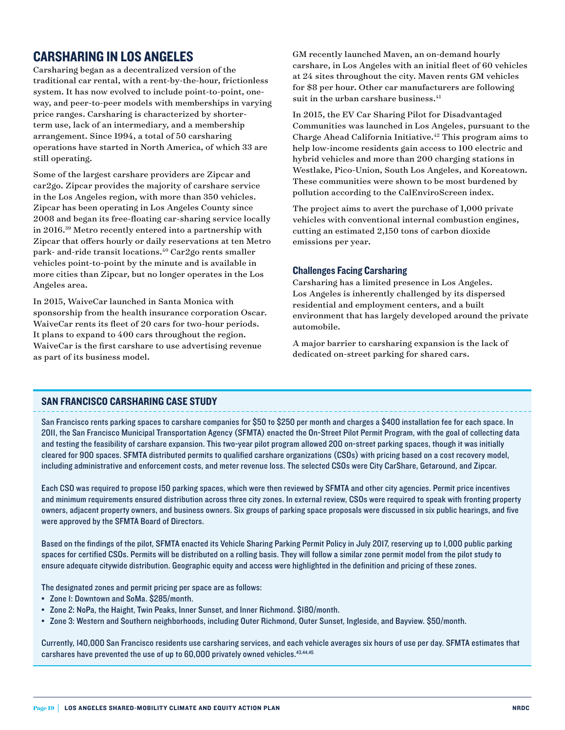## CARSHARING IN LOS ANGELES

Carsharing began as a decentralized version of the traditional car rental, with a rent-by-the-hour, frictionless system. It has now evolved to include point-to-point, one-way, and peer-to-peer models with memberships in varying price ranges. Carsharing is characterized by shorter-term use, lack of an intermediary, and a membership arrangement. Since 1994, a total of 50 carsharing operations have started in North America, of which 33 are still operating.

Some of the largest carshare providers are Zipcar and car2go. Zipcar provides the majority of carshare service in the Los Angeles region, with more than 350 vehicles. Zipcar has been operating in Los Angeles County since 2008 and began its free-floating car-sharing service locally in 2016.[39] Metro recently entered into a partnership with Zipcar that offers hourly or daily reservations at ten Metro park- and-ride transit locations.[40] Car2go rents smaller vehicles point-to-point by the minute and is available in more cities than Zipcar, but no longer operates in the Los Angeles area.

In 2015, WaiveCar launched in Santa Monica with sponsorship from the health insurance corporation Oscar. WaiveCar rents its fleet of 20 cars for two-hour periods. It plans to expand to 400 cars throughout the region. WaiveCar is the first carshare to use advertising revenue as part of its business model.

GM recently launched Maven, an on-demand hourly carshare, in Los Angeles with an initial fleet of 60 vehicles at 24 sites throughout the city. Maven rents GM vehicles for $8 per hour. Other car manufacturers are following suit in the urban carshare business.[41]

In 2015, the EV Car Sharing Pilot for Disadvantaged Communities was launched in Los Angeles, pursuant to the Charge Ahead California Initiative.[42] This program aims to help low-income residents gain access to 100 electric and hybrid vehicles and more than 200 charging stations in Westlake, Pico-Union, South Los Angeles, and Koreatown. These communities were shown to be most burdened by pollution according to the CalEnviroScreen index.

The project aims to avert the purchase of 1,000 private vehicles with conventional internal combustion engines, cutting an estimated 2,150 tons of carbon dioxide emissions per year.

### Challenges Facing Carsharing

Carsharing has a limited presence in Los Angeles. Los Angeles is inherently challenged by its dispersed residential and employment centers, and a built environment that has largely developed around the private automobile.

A major barrier to carsharing expansion is the lack of dedicated on-street parking for shared cars.

### SAN FRANCISCO CARSHARING CASE STUDY

San Francisco rents parking spaces to carshare companies for $50 to $250 per month and charges a $400 installation fee for each space. In 2011, the San Francisco Municipal Transportation Agency (SFMTA) enacted the On-Street Pilot Permit Program, with the goal of collecting data and testing the feasibility of carshare expansion. This two-year pilot program allowed 200 on-street parking spaces, though it was initially cleared for 900 spaces. SFMTA distributed permits to qualified carshare organizations (CSOs) with pricing based on a cost recovery model, including administrative and enforcement costs, and meter revenue loss. The selected CSOs were City CarShare, Getaround, and Zipcar.

Each CSO was required to propose 150 parking spaces, which were then reviewed by SFMTA and other city agencies. Permit price incentives and minimum requirements ensured distribution across three city zones. In external review, CSOs were required to speak with fronting property owners, adjacent property owners, and business owners. Six groups of parking space proposals were discussed in six public hearings, and five were approved by the SFMTA Board of Directors.

Based on the findings of the pilot, SFMTA enacted its Vehicle Sharing Parking Permit Policy in July 2017, reserving up to 1,000 public parking spaces for certified CSOs. Permits will be distributed on a rolling basis. They will follow a similar zone permit model from the pilot study to ensure adequate citywide distribution. Geographic equity and access were highlighted in the definition and pricing of these zones.

The designated zones and permit pricing per space are as follows:

- Zone 1: Downtown and SoMa. $285/month.
- Zone 2: NoPa, the Haight, Twin Peaks, Inner Sunset, and Inner Richmond. $180/month.
- Zone 3: Western and Southern neighborhoods, including Outer Richmond, Outer Sunset, Ingleside, and Bayview. $50/month.

Currently, 140,000 San Francisco residents use carsharing services, and each vehicle averages six hours of use per day. SFMTA estimates that carshares have prevented the use of up to 60,000 privately owned vehicles.[43,44,45]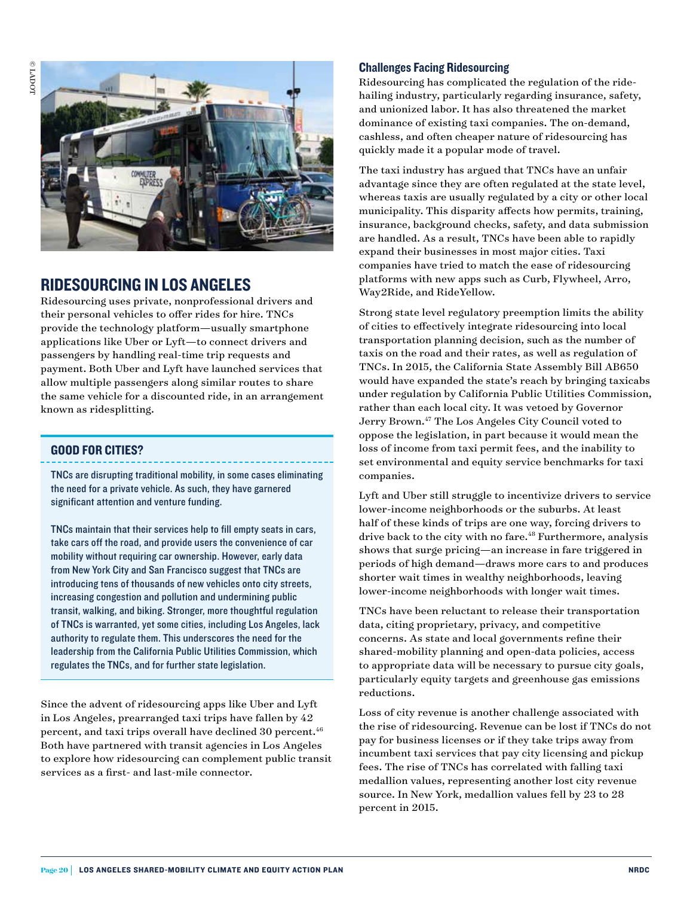© LADOT

## RIDESOURCING IN LOS ANGELES

Ridesourcing uses private, nonprofessional drivers and their personal vehicles to offer rides for hire. TNCs provide the technology platform—usually smartphone applications like Uber or Lyft—to connect drivers and passengers by handling real-time trip requests and payment. Both Uber and Lyft have launched services that allow multiple passengers along similar routes to share the same vehicle for a discounted ride, in an arrangement known as ridesplitting.

> **GOOD FOR CITIES?**
>
> TNCs are disrupting traditional mobility, in some cases eliminating the need for a private vehicle. As such, they have garnered significant attention and venture funding.
>
> TNCs maintain that their services help to fill empty seats in cars, take cars off the road, and provide users the convenience of car mobility without requiring car ownership. However, early data from New York City and San Francisco suggest that TNCs are introducing tens of thousands of new vehicles onto city streets, increasing congestion and pollution and undermining public transit, walking, and biking. Stronger, more thoughtful regulation of TNCs is warranted, yet some cities, including Los Angeles, lack authority to regulate them. This underscores the need for the leadership from the California Public Utilities Commission, which regulates the TNCs, and for further state legislation.

Since the advent of ridesourcing apps like Uber and Lyft in Los Angeles, prearranged taxi trips have fallen by 42 percent, and taxi trips overall have declined 30 percent.[46] Both have partnered with transit agencies in Los Angeles to explore how ridesourcing can complement public transit services as a first- and last-mile connector.

### Challenges Facing Ridesourcing

Ridesourcing has complicated the regulation of the ride-hailing industry, particularly regarding insurance, safety, and unionized labor. It has also threatened the market dominance of existing taxi companies. The on-demand, cashless, and often cheaper nature of ridesourcing has quickly made it a popular mode of travel.

The taxi industry has argued that TNCs have an unfair advantage since they are often regulated at the state level, whereas taxis are usually regulated by a city or other local municipality. This disparity affects how permits, training, insurance, background checks, safety, and data submission are handled. As a result, TNCs have been able to rapidly expand their businesses in most major cities. Taxi companies have tried to match the ease of ridesourcing platforms with new apps such as Curb, Flywheel, Arro, Way2Ride, and RideYellow.

Strong state level regulatory preemption limits the ability of cities to effectively integrate ridesourcing into local transportation planning decision, such as the number of taxis on the road and their rates, as well as regulation of TNCs. In 2015, the California State Assembly Bill AB650 would have expanded the state's reach by bringing taxicabs under regulation by California Public Utilities Commission, rather than each local city. It was vetoed by Governor Jerry Brown.[47] The Los Angeles City Council voted to oppose the legislation, in part because it would mean the loss of income from taxi permit fees, and the inability to set environmental and equity service benchmarks for taxi companies.

Lyft and Uber still struggle to incentivize drivers to service lower-income neighborhoods or the suburbs. At least half of these kinds of trips are one way, forcing drivers to drive back to the city with no fare.[48] Furthermore, analysis shows that surge pricing—an increase in fare triggered in periods of high demand—draws more cars to and produces shorter wait times in wealthy neighborhoods, leaving lower-income neighborhoods with longer wait times.

TNCs have been reluctant to release their transportation data, citing proprietary, privacy, and competitive concerns. As state and local governments refine their shared-mobility planning and open-data policies, access to appropriate data will be necessary to pursue city goals, particularly equity targets and greenhouse gas emissions reductions.

Loss of city revenue is another challenge associated with the rise of ridesourcing. Revenue can be lost if TNCs do not pay for business licenses or if they take trips away from incumbent taxi services that pay city licensing and pickup fees. The rise of TNCs has correlated with falling taxi medallion values, representing another lost city revenue source. In New York, medallion values fell by 23 to 28 percent in 2015.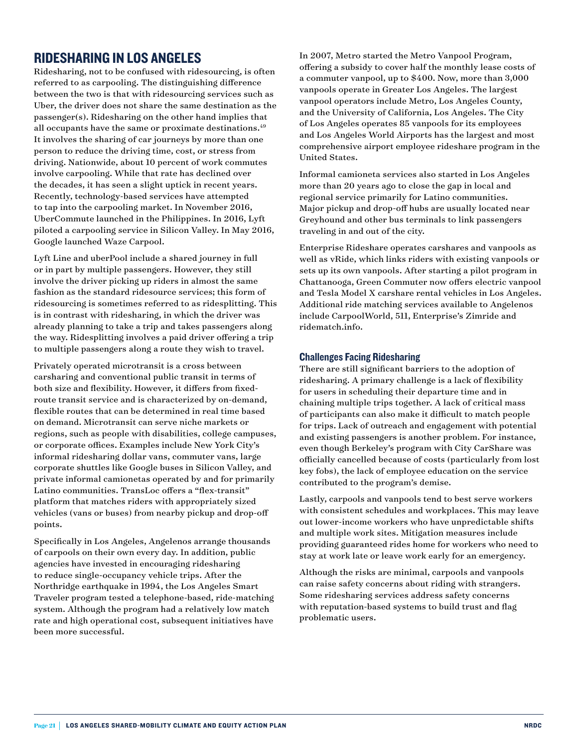## RIDESHARING IN LOS ANGELES

Ridesharing, not to be confused with ridesourcing, is often referred to as carpooling. The distinguishing difference between the two is that with ridesourcing services such as Uber, the driver does not share the same destination as the passenger(s). Ridesharing on the other hand implies that all occupants have the same or proximate destinations.[49] It involves the sharing of car journeys by more than one person to reduce the driving time, cost, or stress from driving. Nationwide, about 10 percent of work commutes involve carpooling. While that rate has declined over the decades, it has seen a slight uptick in recent years. Recently, technology-based services have attempted to tap into the carpooling market. In November 2016, UberCommute launched in the Philippines. In 2016, Lyft piloted a carpooling service in Silicon Valley. In May 2016, Google launched Waze Carpool.

Lyft Line and uberPool include a shared journey in full or in part by multiple passengers. However, they still involve the driver picking up riders in almost the same fashion as the standard ridesource services; this form of ridesourcing is sometimes referred to as ridesplitting. This is in contrast with ridesharing, in which the driver was already planning to take a trip and takes passengers along the way. Ridesplitting involves a paid driver offering a trip to multiple passengers along a route they wish to travel.

Privately operated microtransit is a cross between carsharing and conventional public transit in terms of both size and flexibility. However, it differs from fixed-route transit service and is characterized by on-demand, flexible routes that can be determined in real time based on demand. Microtransit can serve niche markets or regions, such as people with disabilities, college campuses, or corporate offices. Examples include New York City's informal ridesharing dollar vans, commuter vans, large corporate shuttles like Google buses in Silicon Valley, and private informal camionetas operated by and for primarily Latino communities. TransLoc offers a "flex-transit" platform that matches riders with appropriately sized vehicles (vans or buses) from nearby pickup and drop-off points.

Specifically in Los Angeles, Angelenos arrange thousands of carpools on their own every day. In addition, public agencies have invested in encouraging ridesharing to reduce single-occupancy vehicle trips. After the Northridge earthquake in 1994, the Los Angeles Smart Traveler program tested a telephone-based, ride-matching system. Although the program had a relatively low match rate and high operational cost, subsequent initiatives have been more successful.

In 2007, Metro started the Metro Vanpool Program, offering a subsidy to cover half the monthly lease costs of a commuter vanpool, up to $400. Now, more than 3,000 vanpools operate in Greater Los Angeles. The largest vanpool operators include Metro, Los Angeles County, and the University of California, Los Angeles. The City of Los Angeles operates 85 vanpools for its employees and Los Angeles World Airports has the largest and most comprehensive airport employee rideshare program in the United States.

Informal camioneta services also started in Los Angeles more than 20 years ago to close the gap in local and regional service primarily for Latino communities. Major pickup and drop-off hubs are usually located near Greyhound and other bus terminals to link passengers traveling in and out of the city.

Enterprise Rideshare operates carshares and vanpools as well as vRide, which links riders with existing vanpools or sets up its own vanpools. After starting a pilot program in Chattanooga, Green Commuter now offers electric vanpool and Tesla Model X carshare rental vehicles in Los Angeles. Additional ride matching services available to Angelenos include CarpoolWorld, 511, Enterprise's Zimride and ridematch.info.

### Challenges Facing Ridesharing

There are still significant barriers to the adoption of ridesharing. A primary challenge is a lack of flexibility for users in scheduling their departure time and in chaining multiple trips together. A lack of critical mass of participants can also make it difficult to match people for trips. Lack of outreach and engagement with potential and existing passengers is another problem. For instance, even though Berkeley's program with City CarShare was officially cancelled because of costs (particularly from lost key fobs), the lack of employee education on the service contributed to the program's demise.

Lastly, carpools and vanpools tend to best serve workers with consistent schedules and workplaces. This may leave out lower-income workers who have unpredictable shifts and multiple work sites. Mitigation measures include providing guaranteed rides home for workers who need to stay at work late or leave work early for an emergency.

Although the risks are minimal, carpools and vanpools can raise safety concerns about riding with strangers. Some ridesharing services address safety concerns with reputation-based systems to build trust and flag problematic users.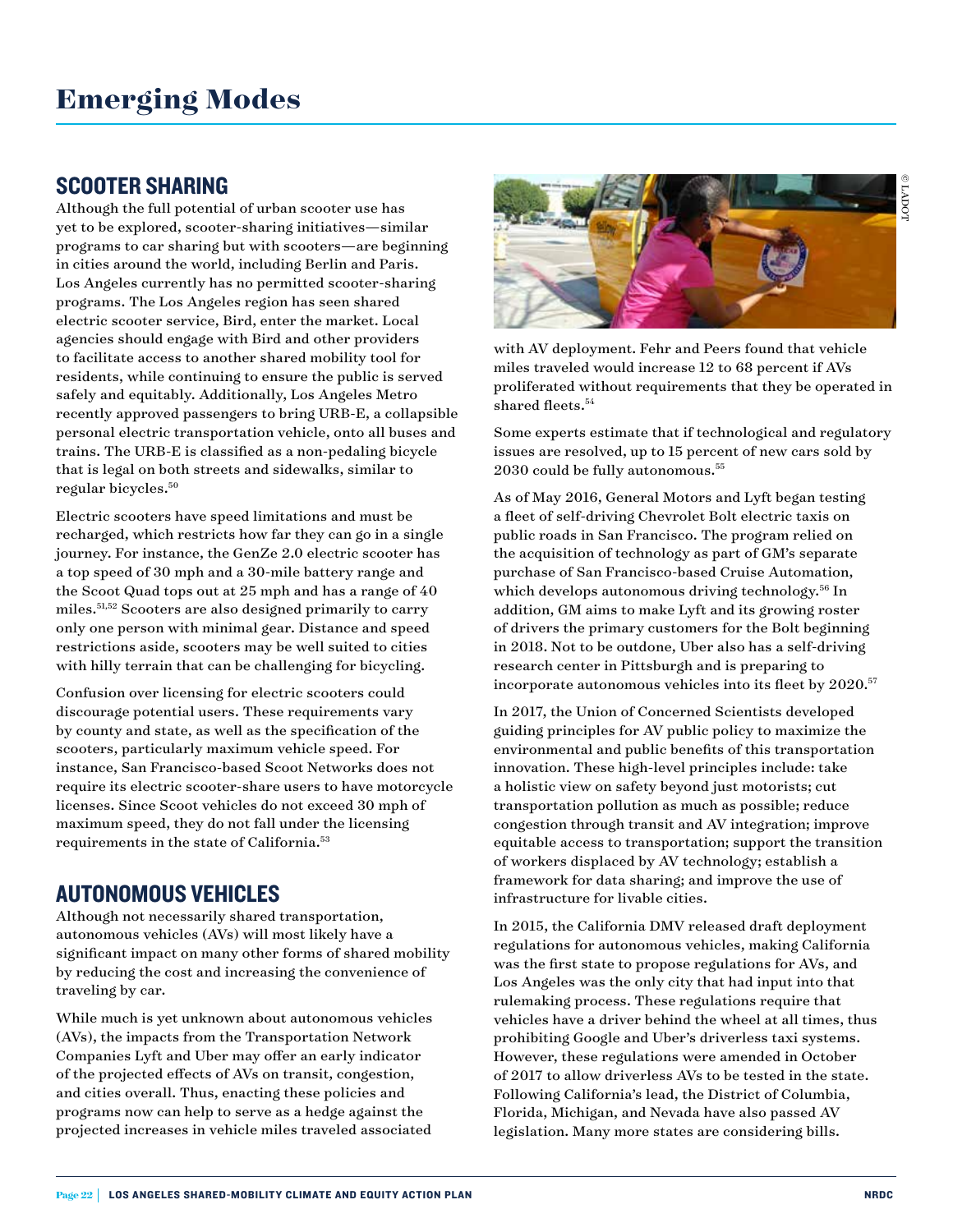# Emerging Modes

## SCOOTER SHARING

Although the full potential of urban scooter use has yet to be explored, scooter-sharing initiatives—similar programs to car sharing but with scooters—are beginning in cities around the world, including Berlin and Paris. Los Angeles currently has no permitted scooter-sharing programs. The Los Angeles region has seen shared electric scooter service, Bird, enter the market. Local agencies should engage with Bird and other providers to facilitate access to another shared mobility tool for residents, while continuing to ensure the public is served safely and equitably. Additionally, Los Angeles Metro recently approved passengers to bring URB-E, a collapsible personal electric transportation vehicle, onto all buses and trains. The URB-E is classified as a non-pedaling bicycle that is legal on both streets and sidewalks, similar to regular bicycles.[50]

Electric scooters have speed limitations and must be recharged, which restricts how far they can go in a single journey. For instance, the GenZe 2.0 electric scooter has a top speed of 30 mph and a 30-mile battery range and the Scoot Quad tops out at 25 mph and has a range of 40 miles.[51,52] Scooters are also designed primarily to carry only one person with minimal gear. Distance and speed restrictions aside, scooters may be well suited to cities with hilly terrain that can be challenging for bicycling.

Confusion over licensing for electric scooters could discourage potential users. These requirements vary by county and state, as well as the specification of the scooters, particularly maximum vehicle speed. For instance, San Francisco-based Scoot Networks does not require its electric scooter-share users to have motorcycle licenses. Since Scoot vehicles do not exceed 30 mph of maximum speed, they do not fall under the licensing requirements in the state of California.[53]

## AUTONOMOUS VEHICLES

Although not necessarily shared transportation, autonomous vehicles (AVs) will most likely have a significant impact on many other forms of shared mobility by reducing the cost and increasing the convenience of traveling by car.

While much is yet unknown about autonomous vehicles (AVs), the impacts from the Transportation Network Companies Lyft and Uber may offer an early indicator of the projected effects of AVs on transit, congestion, and cities overall. Thus, enacting these policies and programs now can help to serve as a hedge against the projected increases in vehicle miles traveled associated with AV deployment. Fehr and Peers found that vehicle miles traveled would increase 12 to 68 percent if AVs proliferated without requirements that they be operated in shared fleets.[54]

Some experts estimate that if technological and regulatory issues are resolved, up to 15 percent of new cars sold by 2030 could be fully autonomous.[55]

As of May 2016, General Motors and Lyft began testing a fleet of self-driving Chevrolet Bolt electric taxis on public roads in San Francisco. The program relied on the acquisition of technology as part of GM's separate purchase of San Francisco-based Cruise Automation, which develops autonomous driving technology.[56] In addition, GM aims to make Lyft and its growing roster of drivers the primary customers for the Bolt beginning in 2018. Not to be outdone, Uber also has a self-driving research center in Pittsburgh and is preparing to incorporate autonomous vehicles into its fleet by 2020.[57]

In 2017, the Union of Concerned Scientists developed guiding principles for AV public policy to maximize the environmental and public benefits of this transportation innovation. These high-level principles include: take a holistic view on safety beyond just motorists; cut transportation pollution as much as possible; reduce congestion through transit and AV integration; improve equitable access to transportation; support the transition of workers displaced by AV technology; establish a framework for data sharing; and improve the use of infrastructure for livable cities.

In 2015, the California DMV released draft deployment regulations for autonomous vehicles, making California was the first state to propose regulations for AVs, and Los Angeles was the only city that had input into that rulemaking process. These regulations require that vehicles have a driver behind the wheel at all times, thus prohibiting Google and Uber's driverless taxi systems. However, these regulations were amended in October of 2017 to allow driverless AVs to be tested in the state. Following California's lead, the District of Columbia, Florida, Michigan, and Nevada have also passed AV legislation. Many more states are considering bills.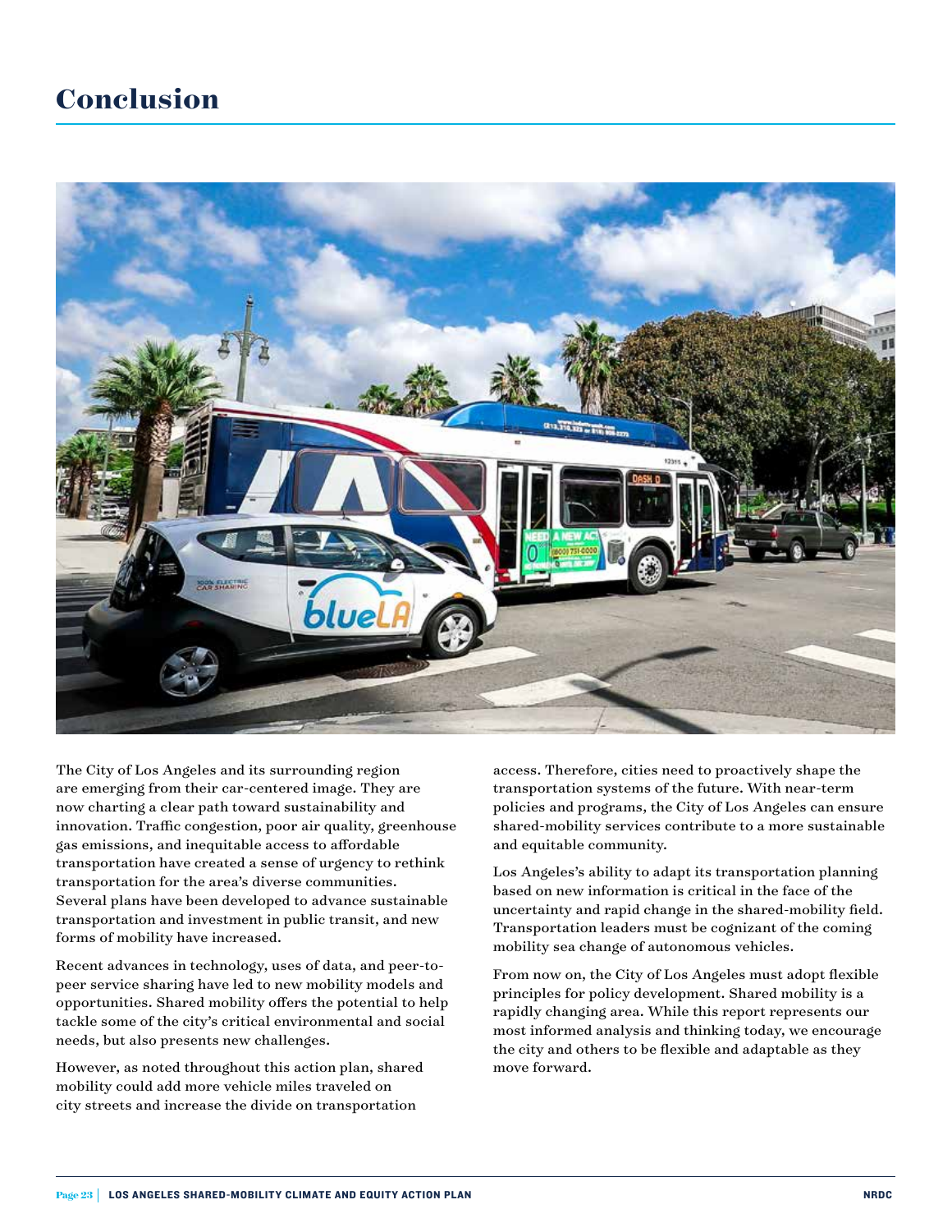# Conclusion

The City of Los Angeles and its surrounding region are emerging from their car-centered image. They are now charting a clear path toward sustainability and innovation. Traffic congestion, poor air quality, greenhouse gas emissions, and inequitable access to affordable transportation have created a sense of urgency to rethink transportation for the area's diverse communities. Several plans have been developed to advance sustainable transportation and investment in public transit, and new forms of mobility have increased.

Recent advances in technology, uses of data, and peer-to-peer service sharing have led to new mobility models and opportunities. Shared mobility offers the potential to help tackle some of the city's critical environmental and social needs, but also presents new challenges.

However, as noted throughout this action plan, shared mobility could add more vehicle miles traveled on city streets and increase the divide on transportation access. Therefore, cities need to proactively shape the transportation systems of the future. With near-term policies and programs, the City of Los Angeles can ensure shared-mobility services contribute to a more sustainable and equitable community.

Los Angeles's ability to adapt its transportation planning based on new information is critical in the face of the uncertainty and rapid change in the shared-mobility field. Transportation leaders must be cognizant of the coming mobility sea change of autonomous vehicles.

From now on, the City of Los Angeles must adopt flexible principles for policy development. Shared mobility is a rapidly changing area. While this report represents our most informed analysis and thinking today, we encourage the city and others to be flexible and adaptable as they move forward.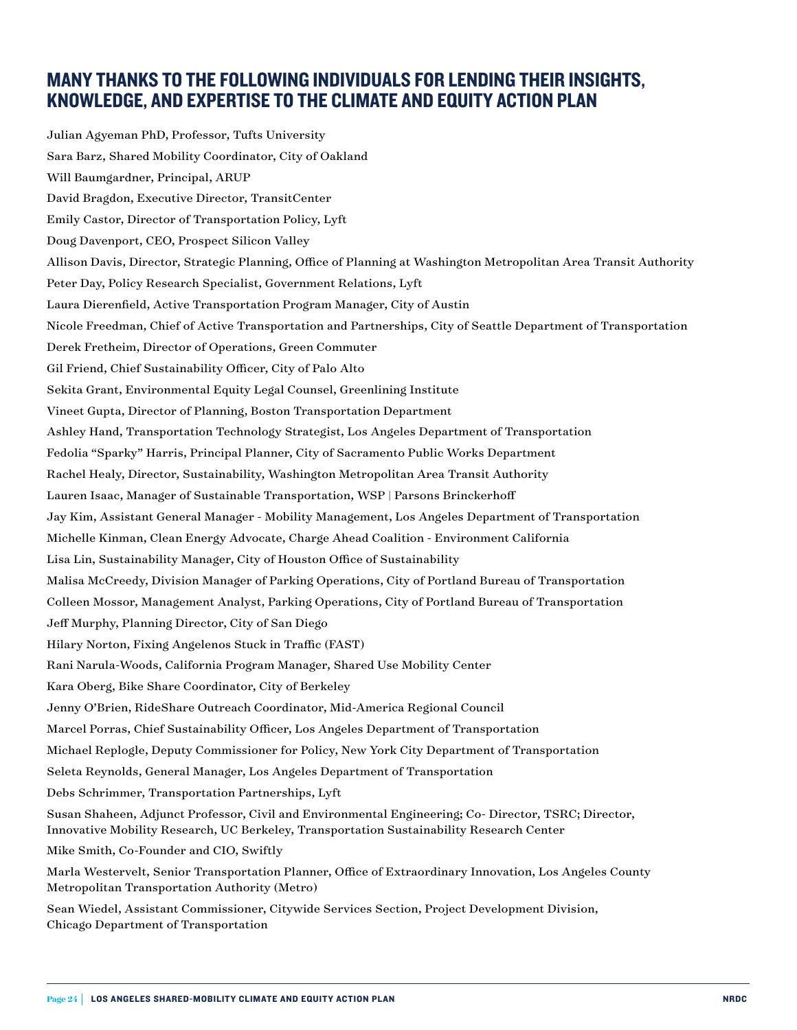## MANY THANKS TO THE FOLLOWING INDIVIDUALS FOR LENDING THEIR INSIGHTS, KNOWLEDGE, AND EXPERTISE TO THE CLIMATE AND EQUITY ACTION PLAN

Julian Agyeman PhD, Professor, Tufts University

Sara Barz, Shared Mobility Coordinator, City of Oakland

Will Baumgardner, Principal, ARUP

David Bragdon, Executive Director, TransitCenter

Emily Castor, Director of Transportation Policy, Lyft

Doug Davenport, CEO, Prospect Silicon Valley

Allison Davis, Director, Strategic Planning, Office of Planning at Washington Metropolitan Area Transit Authority

Peter Day, Policy Research Specialist, Government Relations, Lyft

Laura Dierenfield, Active Transportation Program Manager, City of Austin

Nicole Freedman, Chief of Active Transportation and Partnerships, City of Seattle Department of Transportation

Derek Fretheim, Director of Operations, Green Commuter

Gil Friend, Chief Sustainability Officer, City of Palo Alto

Sekita Grant, Environmental Equity Legal Counsel, Greenlining Institute

Vineet Gupta, Director of Planning, Boston Transportation Department

Ashley Hand, Transportation Technology Strategist, Los Angeles Department of Transportation

Fedolia "Sparky" Harris, Principal Planner, City of Sacramento Public Works Department

Rachel Healy, Director, Sustainability, Washington Metropolitan Area Transit Authority

Lauren Isaac, Manager of Sustainable Transportation, WSP | Parsons Brinckerhoff

Jay Kim, Assistant General Manager - Mobility Management, Los Angeles Department of Transportation

Michelle Kinman, Clean Energy Advocate, Charge Ahead Coalition - Environment California

Lisa Lin, Sustainability Manager, City of Houston Office of Sustainability

Malisa McCreedy, Division Manager of Parking Operations, City of Portland Bureau of Transportation

Colleen Mossor, Management Analyst, Parking Operations, City of Portland Bureau of Transportation

Jeff Murphy, Planning Director, City of San Diego

Hilary Norton, Fixing Angelenos Stuck in Traffic (FAST)

Rani Narula-Woods, California Program Manager, Shared Use Mobility Center

Kara Oberg, Bike Share Coordinator, City of Berkeley

Jenny O'Brien, RideShare Outreach Coordinator, Mid-America Regional Council

Marcel Porras, Chief Sustainability Officer, Los Angeles Department of Transportation

Michael Replogle, Deputy Commissioner for Policy, New York City Department of Transportation

Seleta Reynolds, General Manager, Los Angeles Department of Transportation

Debs Schrimmer, Transportation Partnerships, Lyft

Susan Shaheen, Adjunct Professor, Civil and Environmental Engineering; Co- Director, TSRC; Director, Innovative Mobility Research, UC Berkeley, Transportation Sustainability Research Center

Mike Smith, Co-Founder and CIO, Swiftly

Marla Westervelt, Senior Transportation Planner, Office of Extraordinary Innovation, Los Angeles County Metropolitan Transportation Authority (Metro)

Sean Wiedel, Assistant Commissioner, Citywide Services Section, Project Development Division, Chicago Department of Transportation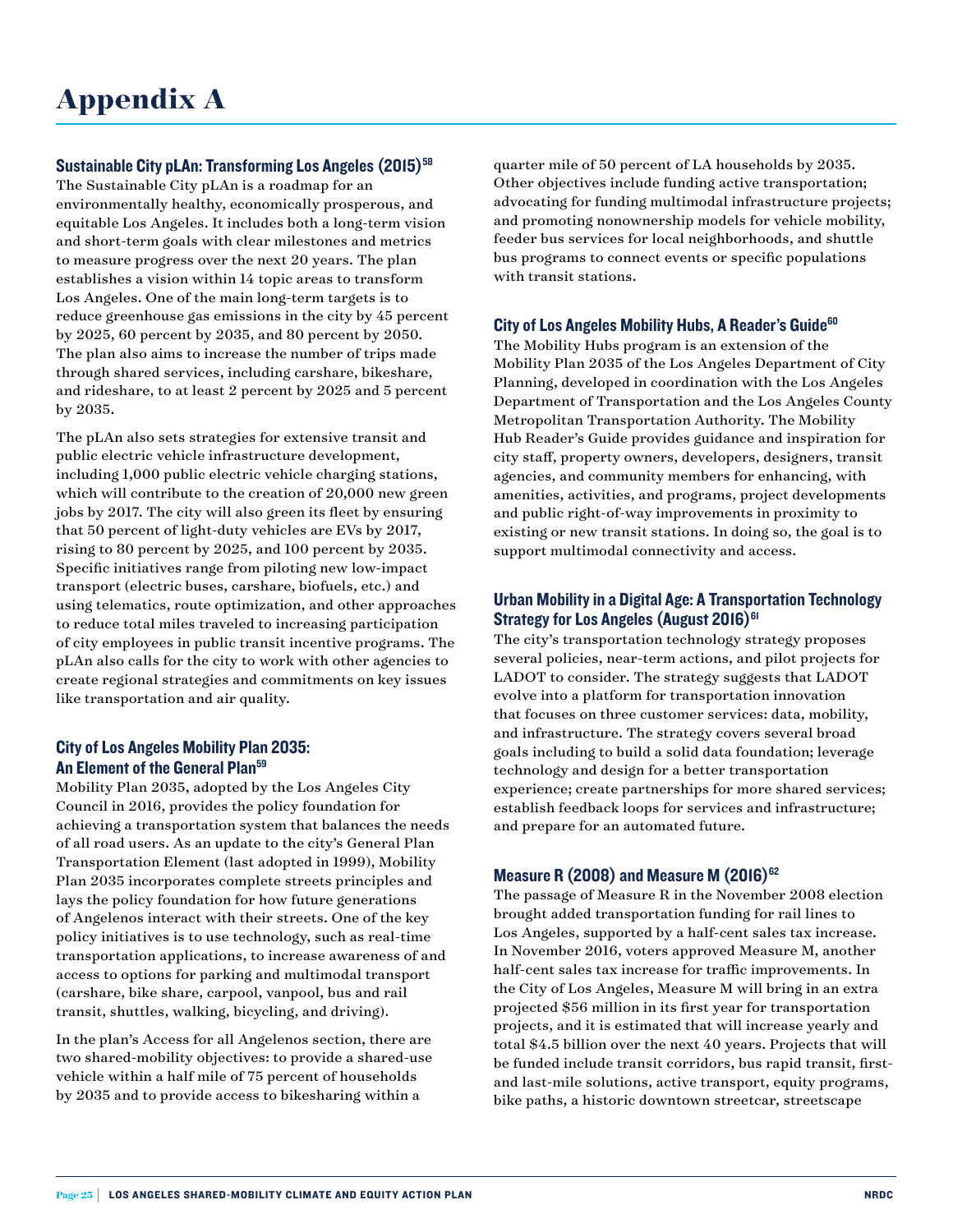# Appendix A

### Sustainable City pLAn: Transforming Los Angeles (2015)[58]

The Sustainable City pLAn is a roadmap for an environmentally healthy, economically prosperous, and equitable Los Angeles. It includes both a long-term vision and short-term goals with clear milestones and metrics to measure progress over the next 20 years. The plan establishes a vision within 14 topic areas to transform Los Angeles. One of the main long-term targets is to reduce greenhouse gas emissions in the city by 45 percent by 2025, 60 percent by 2035, and 80 percent by 2050. The plan also aims to increase the number of trips made through shared services, including carshare, bikeshare, and rideshare, to at least 2 percent by 2025 and 5 percent by 2035.

The pLAn also sets strategies for extensive transit and public electric vehicle infrastructure development, including 1,000 public electric vehicle charging stations, which will contribute to the creation of 20,000 new green jobs by 2017. The city will also green its fleet by ensuring that 50 percent of light-duty vehicles are EVs by 2017, rising to 80 percent by 2025, and 100 percent by 2035. Specific initiatives range from piloting new low-impact transport (electric buses, carshare, biofuels, etc.) and using telematics, route optimization, and other approaches to reduce total miles traveled to increasing participation of city employees in public transit incentive programs. The pLAn also calls for the city to work with other agencies to create regional strategies and commitments on key issues like transportation and air quality.

### City of Los Angeles Mobility Plan 2035: An Element of the General Plan[59]

Mobility Plan 2035, adopted by the Los Angeles City Council in 2016, provides the policy foundation for achieving a transportation system that balances the needs of all road users. As an update to the city's General Plan Transportation Element (last adopted in 1999), Mobility Plan 2035 incorporates complete streets principles and lays the policy foundation for how future generations of Angelenos interact with their streets. One of the key policy initiatives is to use technology, such as real-time transportation applications, to increase awareness of and access to options for parking and multimodal transport (carshare, bike share, carpool, vanpool, bus and rail transit, shuttles, walking, bicycling, and driving).

In the plan's Access for all Angelenos section, there are two shared-mobility objectives: to provide a shared-use vehicle within a half mile of 75 percent of households by 2035 and to provide access to bikesharing within a quarter mile of 50 percent of LA households by 2035. Other objectives include funding active transportation; advocating for funding multimodal infrastructure projects; and promoting nonownership models for vehicle mobility, feeder bus services for local neighborhoods, and shuttle bus programs to connect events or specific populations with transit stations.

### City of Los Angeles Mobility Hubs, A Reader's Guide[60]

The Mobility Hubs program is an extension of the Mobility Plan 2035 of the Los Angeles Department of City Planning, developed in coordination with the Los Angeles Department of Transportation and the Los Angeles County Metropolitan Transportation Authority. The Mobility Hub Reader's Guide provides guidance and inspiration for city staff, property owners, developers, designers, transit agencies, and community members for enhancing, with amenities, activities, and programs, project developments and public right-of-way improvements in proximity to existing or new transit stations. In doing so, the goal is to support multimodal connectivity and access.

### Urban Mobility in a Digital Age: A Transportation Technology Strategy for Los Angeles (August 2016)[61]

The city's transportation technology strategy proposes several policies, near-term actions, and pilot projects for LADOT to consider. The strategy suggests that LADOT evolve into a platform for transportation innovation that focuses on three customer services: data, mobility, and infrastructure. The strategy covers several broad goals including to build a solid data foundation; leverage technology and design for a better transportation experience; create partnerships for more shared services; establish feedback loops for services and infrastructure; and prepare for an automated future.

### Measure R (2008) and Measure M (2016)[62]

The passage of Measure R in the November 2008 election brought added transportation funding for rail lines to Los Angeles, supported by a half-cent sales tax increase. In November 2016, voters approved Measure M, another half-cent sales tax increase for traffic improvements. In the City of Los Angeles, Measure M will bring in an extra projected $56 million in its first year for transportation projects, and it is estimated that will increase yearly and total $4.5 billion over the next 40 years. Projects that will be funded include transit corridors, bus rapid transit, first- and last-mile solutions, active transport, equity programs, bike paths, a historic downtown streetcar, streetscape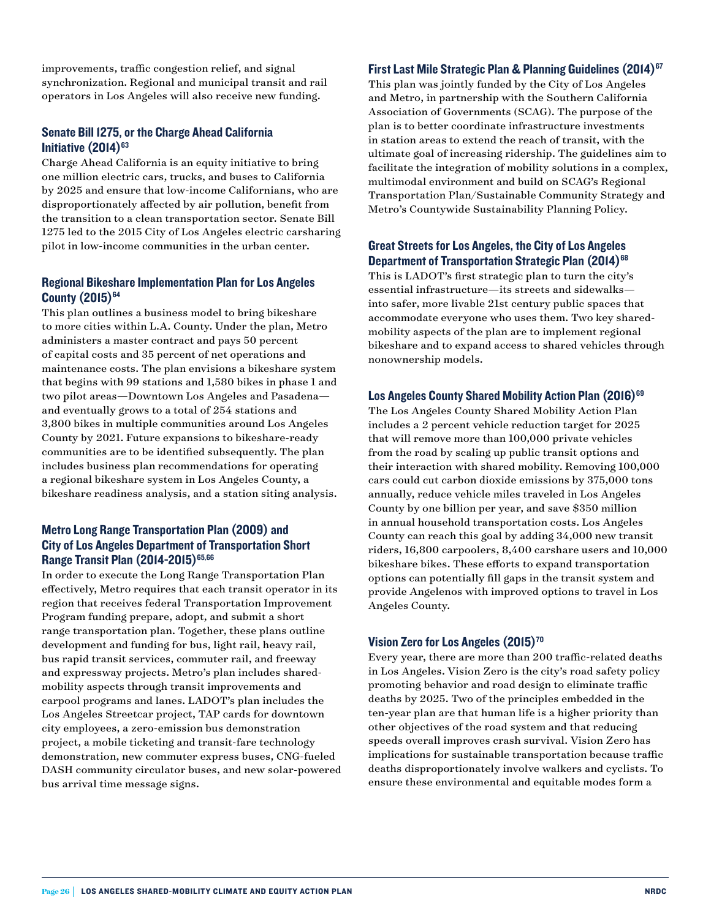improvements, traffic congestion relief, and signal synchronization. Regional and municipal transit and rail operators in Los Angeles will also receive new funding.

### Senate Bill 1275, or the Charge Ahead California Initiative (2014)[63]

Charge Ahead California is an equity initiative to bring one million electric cars, trucks, and buses to California by 2025 and ensure that low-income Californians, who are disproportionately affected by air pollution, benefit from the transition to a clean transportation sector. Senate Bill 1275 led to the 2015 City of Los Angeles electric carsharing pilot in low-income communities in the urban center.

### Regional Bikeshare Implementation Plan for Los Angeles County (2015)[64]

This plan outlines a business model to bring bikeshare to more cities within L.A. County. Under the plan, Metro administers a master contract and pays 50 percent of capital costs and 35 percent of net operations and maintenance costs. The plan envisions a bikeshare system that begins with 99 stations and 1,580 bikes in phase 1 and two pilot areas—Downtown Los Angeles and Pasadena—and eventually grows to a total of 254 stations and 3,800 bikes in multiple communities around Los Angeles County by 2021. Future expansions to bikeshare-ready communities are to be identified subsequently. The plan includes business plan recommendations for operating a regional bikeshare system in Los Angeles County, a bikeshare readiness analysis, and a station siting analysis.

### Metro Long Range Transportation Plan (2009) and City of Los Angeles Department of Transportation Short Range Transit Plan (2014-2015)[65,66]

In order to execute the Long Range Transportation Plan effectively, Metro requires that each transit operator in its region that receives federal Transportation Improvement Program funding prepare, adopt, and submit a short range transportation plan. Together, these plans outline development and funding for bus, light rail, heavy rail, bus rapid transit services, commuter rail, and freeway and expressway projects. Metro's plan includes shared-mobility aspects through transit improvements and carpool programs and lanes. LADOT's plan includes the Los Angeles Streetcar project, TAP cards for downtown city employees, a zero-emission bus demonstration project, a mobile ticketing and transit-fare technology demonstration, new commuter express buses, CNG-fueled DASH community circulator buses, and new solar-powered bus arrival time message signs.

### First Last Mile Strategic Plan & Planning Guidelines (2014)[67]

This plan was jointly funded by the City of Los Angeles and Metro, in partnership with the Southern California Association of Governments (SCAG). The purpose of the plan is to better coordinate infrastructure investments in station areas to extend the reach of transit, with the ultimate goal of increasing ridership. The guidelines aim to facilitate the integration of mobility solutions in a complex, multimodal environment and build on SCAG's Regional Transportation Plan/Sustainable Community Strategy and Metro's Countywide Sustainability Planning Policy.

### Great Streets for Los Angeles, the City of Los Angeles Department of Transportation Strategic Plan (2014)[68]

This is LADOT's first strategic plan to turn the city's essential infrastructure—its streets and sidewalks—into safer, more livable 21st century public spaces that accommodate everyone who uses them. Two key shared-mobility aspects of the plan are to implement regional bikeshare and to expand access to shared vehicles through nonownership models.

### Los Angeles County Shared Mobility Action Plan (2016)[69]

The Los Angeles County Shared Mobility Action Plan includes a 2 percent vehicle reduction target for 2025 that will remove more than 100,000 private vehicles from the road by scaling up public transit options and their interaction with shared mobility. Removing 100,000 cars could cut carbon dioxide emissions by 375,000 tons annually, reduce vehicle miles traveled in Los Angeles County by one billion per year, and save $350 million in annual household transportation costs. Los Angeles County can reach this goal by adding 34,000 new transit riders, 16,800 carpoolers, 8,400 carshare users and 10,000 bikeshare bikes. These efforts to expand transportation options can potentially fill gaps in the transit system and provide Angelenos with improved options to travel in Los Angeles County.

### Vision Zero for Los Angeles (2015)[70]

Every year, there are more than 200 traffic-related deaths in Los Angeles. Vision Zero is the city's road safety policy promoting behavior and road design to eliminate traffic deaths by 2025. Two of the principles embedded in the ten-year plan are that human life is a higher priority than other objectives of the road system and that reducing speeds overall improves crash survival. Vision Zero has implications for sustainable transportation because traffic deaths disproportionately involve walkers and cyclists. To ensure these environmental and equitable modes form a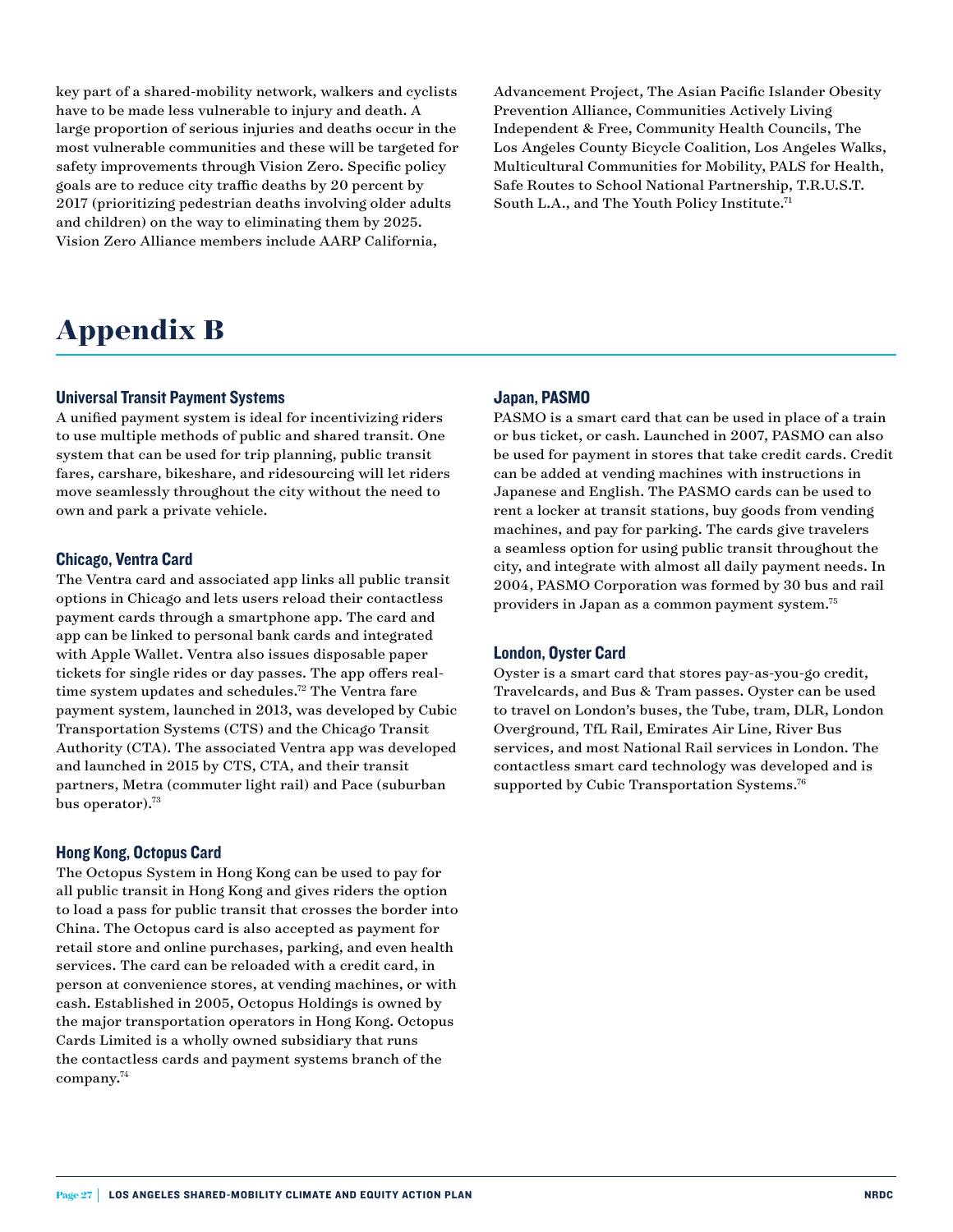key part of a shared-mobility network, walkers and cyclists have to be made less vulnerable to injury and death. A large proportion of serious injuries and deaths occur in the most vulnerable communities and these will be targeted for safety improvements through Vision Zero. Specific policy goals are to reduce city traffic deaths by 20 percent by 2017 (prioritizing pedestrian deaths involving older adults and children) on the way to eliminating them by 2025. Vision Zero Alliance members include AARP California, Advancement Project, The Asian Pacific Islander Obesity Prevention Alliance, Communities Actively Living Independent & Free, Community Health Councils, The Los Angeles County Bicycle Coalition, Los Angeles Walks, Multicultural Communities for Mobility, PALS for Health, Safe Routes to School National Partnership, T.R.U.S.T. South L.A., and The Youth Policy Institute.[71]

# Appendix B

### Universal Transit Payment Systems

A unified payment system is ideal for incentivizing riders to use multiple methods of public and shared transit. One system that can be used for trip planning, public transit fares, carshare, bikeshare, and ridesourcing will let riders move seamlessly throughout the city without the need to own and park a private vehicle.

### Chicago, Ventra Card

The Ventra card and associated app links all public transit options in Chicago and lets users reload their contactless payment cards through a smartphone app. The card and app can be linked to personal bank cards and integrated with Apple Wallet. Ventra also issues disposable paper tickets for single rides or day passes. The app offers real-time system updates and schedules.[72] The Ventra fare payment system, launched in 2013, was developed by Cubic Transportation Systems (CTS) and the Chicago Transit Authority (CTA). The associated Ventra app was developed and launched in 2015 by CTS, CTA, and their transit partners, Metra (commuter light rail) and Pace (suburban bus operator).[73]

### Hong Kong, Octopus Card

The Octopus System in Hong Kong can be used to pay for all public transit in Hong Kong and gives riders the option to load a pass for public transit that crosses the border into China. The Octopus card is also accepted as payment for retail store and online purchases, parking, and even health services. The card can be reloaded with a credit card, in person at convenience stores, at vending machines, or with cash. Established in 2005, Octopus Holdings is owned by the major transportation operators in Hong Kong. Octopus Cards Limited is a wholly owned subsidiary that runs the contactless cards and payment systems branch of the company.[74]

### Japan, PASMO

PASMO is a smart card that can be used in place of a train or bus ticket, or cash. Launched in 2007, PASMO can also be used for payment in stores that take credit cards. Credit can be added at vending machines with instructions in Japanese and English. The PASMO cards can be used to rent a locker at transit stations, buy goods from vending machines, and pay for parking. The cards give travelers a seamless option for using public transit throughout the city, and integrate with almost all daily payment needs. In 2004, PASMO Corporation was formed by 30 bus and rail providers in Japan as a common payment system.[75]

### London, Oyster Card

Oyster is a smart card that stores pay-as-you-go credit, Travelcards, and Bus & Tram passes. Oyster can be used to travel on London's buses, the Tube, tram, DLR, London Overground, TfL Rail, Emirates Air Line, River Bus services, and most National Rail services in London. The contactless smart card technology was developed and is supported by Cubic Transportation Systems.[76]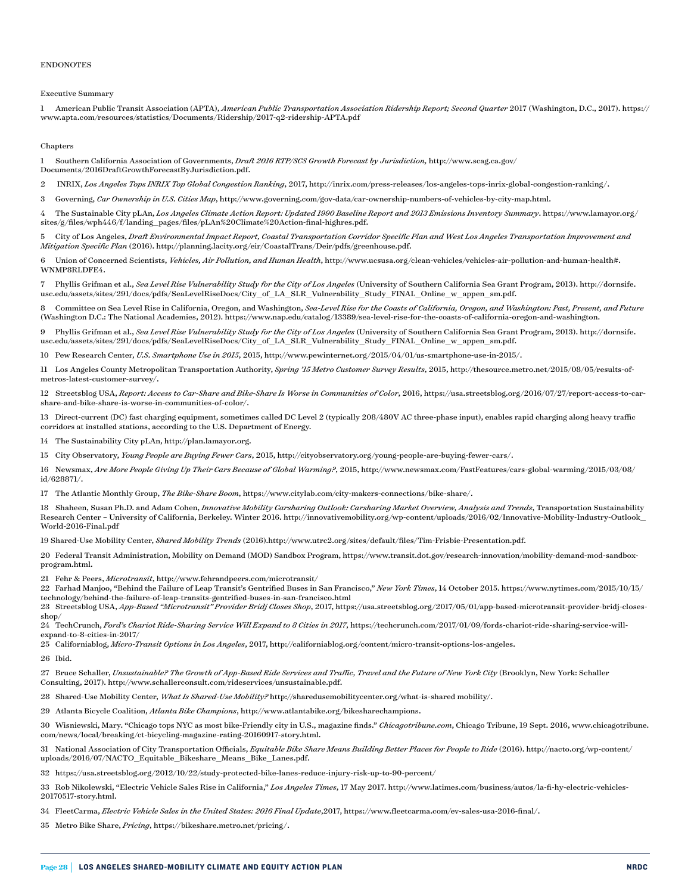## ENDONOTES

### Executive Summary

1 American Public Transit Association (APTA), *American Public Transportation Association Ridership Report; Second Quarter* 2017 (Washington, D.C., 2017). https://www.apta.com/resources/statistics/Documents/Ridership/2017-q2-ridership-APTA.pdf

### Chapters

1 Southern California Association of Governments, *Draft 2016 RTP/SCS Growth Forecast by Jurisdiction,* http://www.scag.ca.gov/Documents/2016DraftGrowthForecastByJurisdiction.pdf.

2 INRIX, *Los Angeles Tops INRIX Top Global Congestion Ranking*, 2017, http://inrix.com/press-releases/los-angeles-tops-inrix-global-congestion-ranking/.

3 Governing, *Car Ownership in U.S. Cities Map*, http://www.governing.com/gov-data/car-ownership-numbers-of-vehicles-by-city-map.html.

4 The Sustainable City pLAn, *Los Angeles Climate Action Report: Updated 1990 Baseline Report and 2013 Emissions Inventory Summary*. https://www.lamayor.org/sites/g/files/wph446/f/landing_pages/files/pLAn%20Climate%20Action-final-highres.pdf.

5 City of Los Angeles, *Draft Environmental Impact Report, Coastal Transportation Corridor Specific Plan and West Los Angeles Transportation Improvement and Mitigation Specific Plan* (2016). http://planning.lacity.org/eir/CoastalTrans/Deir/pdfs/greenhouse.pdf.

6 Union of Concerned Scientists, *Vehicles, Air Pollution, and Human Health*, http://www.ucsusa.org/clean-vehicles/vehicles-air-pollution-and-human-health#.WNM8RLDFE4.

7 Phyllis Grifman et al., *Sea Level Rise Vulnerability Study for the City of Los Angeles* (University of Southern California Sea Grant Program, 2013). http://dornsife.usc.edu/assets/sites/291/docs/pdfs/SeaLevelRiseDocs/City_of_LA_SLR_Vulnerability_Study_FINAL_Online_w_appen_sm.pdf.

8 Committee on Sea Level Rise in California, Oregon, and Washington, *Sea-Level Rise for the Coasts of California, Oregon, and Washington: Past, Present, and Future* (Washington D.C.: The National Academies, 2012). https://www.nap.edu/catalog/13389/sea-level-rise-for-the-coasts-of-california-oregon-and-washington.

9 Phyllis Grifman et al., *Sea Level Rise Vulnerability Study for the City of Los Angeles* (University of Southern California Sea Grant Program, 2013). http://dornsife.usc.edu/assets/sites/291/docs/pdfs/SeaLevelRiseDocs/City_of_LA_SLR_Vulnerability_Study_FINAL_Online_w_appen_sm.pdf.

10 Pew Research Center, *U.S. Smartphone Use in 2015*, 2015, http://www.pewinternet.org/2015/04/01/us-smartphone-use-in-2015/.

11 Los Angeles County Metropolitan Transportation Authority, *Spring '15 Metro Customer Survey Results*, 2015, http://thesource.metro.net/2015/08/05/results-of-metros-latest-customer-survey/.

12 Streetsblog USA, *Report: Access to Car-Share and Bike-Share Is Worse in Communities of Color,* 2016, https://usa.streetsblog.org/2016/07/27/report-access-to-car-share-and-bike-share-is-worse-in-communities-of-color/.

13 Direct-current (DC) fast charging equipment, sometimes called DC Level 2 (typically 208/480V AC three-phase input), enables rapid charging along heavy traffic corridors at installed stations, according to the U.S. Department of Energy.

14 The Sustainability City pLAn, http://plan.lamayor.org.

15 City Observatory, *Young People are Buying Fewer Cars*, 2015, http://cityobservatory.org/young-people-are-buying-fewer-cars/.

16 Newsmax, *Are More People Giving Up Their Cars Because of Global Warming?*, 2015, http://www.newsmax.com/FastFeatures/cars-global-warming/2015/03/08/id/628871/.

17 The Atlantic Monthly Group, *The Bike-Share Boom*, https://www.citylab.com/city-makers-connections/bike-share/.

18 Shaheen, Susan Ph.D. and Adam Cohen, *Innovative Mobility Carsharing Outlook: Carsharing Market Overview, Analysis and Trends*, Transportation Sustainability Research Center – University of California, Berkeley. Winter 2016. http://innovativemobility.org/wp-content/uploads/2016/02/Innovative-Mobility-Industry-Outlook_World-2016-Final.pdf

19 Shared-Use Mobility Center, *Shared Mobility Trends* (2016).http://www.utrc2.org/sites/default/files/Tim-Frisbie-Presentation.pdf.

20 Federal Transit Administration, Mobility on Demand (MOD) Sandbox Program, https://www.transit.dot.gov/research-innovation/mobility-demand-mod-sandbox-program.html.

21 Fehr & Peers, *Microtransit*, http://www.fehrandpeers.com/microtransit/

22 Farhad Manjoo, "Behind the Failure of Leap Transit's Gentrified Buses in San Francisco," *New York Times*, 14 October 2015. https://www.nytimes.com/2015/10/15/technology/behind-the-failure-of-leap-transits-gentrified-buses-in-san-francisco.html

23 Streetsblog USA, *App-Based "Microtransit" Provider Bridj Closes Shop*, 2017, https://usa.streetsblog.org/2017/05/01/app-based-microtransit-provider-bridj-closes-shop/

24 TechCrunch, *Ford's Chariot Ride-Sharing Service Will Expand to 8 Cities in 2017*, https://techcrunch.com/2017/01/09/fords-chariot-ride-sharing-service-will-expand-to-8-cities-in-2017/

25 Californiablog, *Micro-Transit Options in Los Angeles*, 2017, http://californiablog.org/content/micro-transit-options-los-angeles.

26 Ibid.

27 Bruce Schaller, *Unsustainable? The Growth of App-Based Ride Services and Traffic, Travel and the Future of New York City* (Brooklyn, New York: Schaller Consulting, 2017). http://www.schallerconsult.com/rideservices/unsustainable.pdf.

28 Shared-Use Mobility Center, *What Is Shared-Use Mobility?* http://sharedusemobilitycenter.org/what-is-shared mobility/.

29 Atlanta Bicycle Coalition, *Atlanta Bike Champions*, http://www.atlantabike.org/bikesharechampions.

30 Wisniewski, Mary. "Chicago tops NYC as most bike-Friendly city in U.S., magazine finds." *Chicagotribune.com*, Chicago Tribune, 19 Sept. 2016, www.chicagotribune.com/news/local/breaking/ct-bicycling-magazine-rating-20160917-story.html.

31 National Association of City Transportation Officials, *Equitable Bike Share Means Building Better Places for People to Ride* (2016). http://nacto.org/wp-content/uploads/2016/07/NACTO_Equitable_Bikeshare_Means_Bike_Lanes.pdf.

32 https://usa.streetsblog.org/2012/10/22/study-protected-bike-lanes-reduce-injury-risk-up-to-90-percent/

33 Rob Nikolewski, "Electric Vehicle Sales Rise in California," *Los Angeles Times,* 17 May 2017. http://www.latimes.com/business/autos/la-fi-hy-electric-vehicles-20170517-story.html.

34 FleetCarma, *Electric Vehicle Sales in the United States: 2016 Final Update*,2017, https://www.fleetcarma.com/ev-sales-usa-2016-final/.

35 Metro Bike Share, *Pricing*, https://bikeshare.metro.net/pricing/.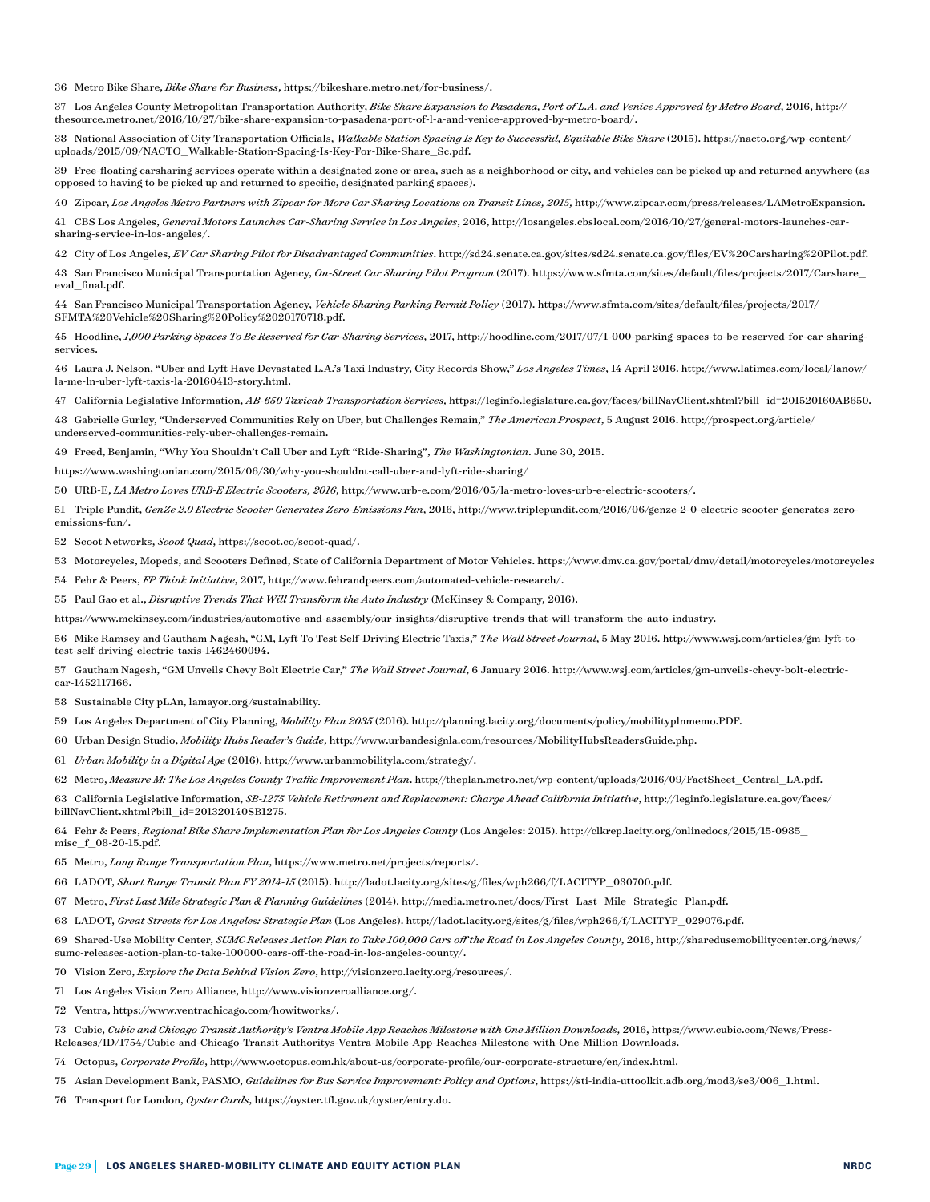36 Metro Bike Share, *Bike Share for Business*, https://bikeshare.metro.net/for-business/.

37 Los Angeles County Metropolitan Transportation Authority, *Bike Share Expansion to Pasadena, Port of L.A. and Venice Approved by Metro Board*, 2016, http://thesource.metro.net/2016/10/27/bike-share-expansion-to-pasadena-port-of-l-a-and-venice-approved-by-metro-board/.

38 National Association of City Transportation Officials, *Walkable Station Spacing Is Key to Successful, Equitable Bike Share* (2015). https://nacto.org/wp-content/uploads/2015/09/NACTO_Walkable-Station-Spacing-Is-Key-For-Bike-Share_Sc.pdf.

39 Free-floating carsharing services operate within a designated zone or area, such as a neighborhood or city, and vehicles can be picked up and returned anywhere (as opposed to having to be picked up and returned to specific, designated parking spaces).

40 Zipcar, *Los Angeles Metro Partners with Zipcar for More Car Sharing Locations on Transit Lines, 2015,* http://www.zipcar.com/press/releases/LAMetroExpansion.

41 CBS Los Angeles, *General Motors Launches Car-Sharing Service in Los Angeles*, 2016, http://losangeles.cbslocal.com/2016/10/27/general-motors-launches-car-sharing-service-in-los-angeles/.

42 City of Los Angeles, *EV Car Sharing Pilot for Disadvantaged Communities*. http://sd24.senate.ca.gov/sites/sd24.senate.ca.gov/files/EV%20Carsharing%20Pilot.pdf.

43 San Francisco Municipal Transportation Agency, *On-Street Car Sharing Pilot Program* (2017). https://www.sfmta.com/sites/default/files/projects/2017/Carshare_eval_final.pdf.

44 San Francisco Municipal Transportation Agency, *Vehicle Sharing Parking Permit Policy* (2017). https://www.sfmta.com/sites/default/files/projects/2017/SFMTA%20Vehicle%20Sharing%20Policy%2020170718.pdf.

45 Hoodline, *1,000 Parking Spaces To Be Reserved for Car-Sharing Services*, 2017, http://hoodline.com/2017/07/1-000-parking-spaces-to-be-reserved-for-car-sharing-services.

46 Laura J. Nelson, "Uber and Lyft Have Devastated L.A.'s Taxi Industry, City Records Show," *Los Angeles Times*, 14 April 2016. http://www.latimes.com/local/lanow/la-me-ln-uber-lyft-taxis-la-20160413-story.html.

47 California Legislative Information, *AB-650 Taxicab Transportation Services,* https://leginfo.legislature.ca.gov/faces/billNavClient.xhtml?bill_id=201520160AB650.

48 Gabrielle Gurley, "Underserved Communities Rely on Uber, but Challenges Remain," *The American Prospect*, 5 August 2016. http://prospect.org/article/underserved-communities-rely-uber-challenges-remain.

49 Freed, Benjamin, "Why You Shouldn't Call Uber and Lyft "Ride-Sharing", *The Washingtonian*. June 30, 2015.

https://www.washingtonian.com/2015/06/30/why-you-shouldnt-call-uber-and-lyft-ride-sharing/

50 URB-E, *LA Metro Loves URB-E Electric Scooters, 2016*, http://www.urb-e.com/2016/05/la-metro-loves-urb-e-electric-scooters/.

51 Triple Pundit, *GenZe 2.0 Electric Scooter Generates Zero-Emissions Fun*, 2016, http://www.triplepundit.com/2016/06/genze-2-0-electric-scooter-generates-zero-emissions-fun/.

52 Scoot Networks, *Scoot Quad*, https://scoot.co/scoot-quad/.

53 Motorcycles, Mopeds, and Scooters Defined, State of California Department of Motor Vehicles. https://www.dmv.ca.gov/portal/dmv/detail/motorcycles/motorcycles

54 Fehr & Peers, *FP Think Initiative*, 2017, http://www.fehrandpeers.com/automated-vehicle-research/.

55 Paul Gao et al., *Disruptive Trends That Will Transform the Auto Industry* (McKinsey & Company, 2016).

https://www.mckinsey.com/industries/automotive-and-assembly/our-insights/disruptive-trends-that-will-transform-the-auto-industry.

56 Mike Ramsey and Gautham Nagesh, "GM, Lyft To Test Self-Driving Electric Taxis," *The Wall Street Journal*, 5 May 2016. http://www.wsj.com/articles/gm-lyft-to-test-self-driving-electric-taxis-1462460094.

57 Gautham Nagesh, "GM Unveils Chevy Bolt Electric Car," *The Wall Street Journal*, 6 January 2016. http://www.wsj.com/articles/gm-unveils-chevy-bolt-electric-car-1452117166.

58 Sustainable City pLAn, lamayor.org/sustainability.

59 Los Angeles Department of City Planning, *Mobility Plan 2035* (2016). http://planning.lacity.org/documents/policy/mobilityplnmemo.PDF.

60 Urban Design Studio, *Mobility Hubs Reader's Guide*, http://www.urbandesignla.com/resources/MobilityHubsReadersGuide.php.

61 *Urban Mobility in a Digital Age* (2016). http://www.urbanmobilityla.com/strategy/.

62 Metro, *Measure M: The Los Angeles County Traffic Improvement Plan*. http://theplan.metro.net/wp-content/uploads/2016/09/FactSheet_Central_LA.pdf.

63 California Legislative Information, *SB-1275 Vehicle Retirement and Replacement: Charge Ahead California Initiative*, http://leginfo.legislature.ca.gov/faces/billNavClient.xhtml?bill_id=201320140SB1275.

64 Fehr & Peers, *Regional Bike Share Implementation Plan for Los Angeles County* (Los Angeles: 2015). http://clkrep.lacity.org/onlinedocs/2015/15-0985_misc_f_08-20-15.pdf.

65 Metro, *Long Range Transportation Plan*, https://www.metro.net/projects/reports/.

66 LADOT, *Short Range Transit Plan FY 2014-15* (2015). http://ladot.lacity.org/sites/g/files/wph266/f/LACITYP_030700.pdf.

67 Metro, *First Last Mile Strategic Plan & Planning Guidelines* (2014). http://media.metro.net/docs/First_Last_Mile_Strategic_Plan.pdf.

68 LADOT, *Great Streets for Los Angeles: Strategic Plan* (Los Angeles). http://ladot.lacity.org/sites/g/files/wph266/f/LACITYP_029076.pdf.

69 Shared-Use Mobility Center, *SUMC Releases Action Plan to Take 100,000 Cars off the Road in Los Angeles County*, 2016, http://sharedusemobilitycenter.org/news/sumc-releases-action-plan-to-take-100000-cars-off-the-road-in-los-angeles-county/.

70 Vision Zero, *Explore the Data Behind Vision Zero*, http://visionzero.lacity.org/resources/.

71 Los Angeles Vision Zero Alliance, http://www.visionzeroalliance.org/.

72 Ventra, https://www.ventrachicago.com/howitworks/.

73 Cubic, *Cubic and Chicago Transit Authority's Ventra Mobile App Reaches Milestone with One Million Downloads,* 2016, https://www.cubic.com/News/Press-Releases/ID/1754/Cubic-and-Chicago-Transit-Authoritys-Ventra-Mobile-App-Reaches-Milestone-with-One-Million-Downloads.

74 Octopus, *Corporate Profile*, http://www.octopus.com.hk/about-us/corporate-profile/our-corporate-structure/en/index.html.

75 Asian Development Bank, PASMO, *Guidelines for Bus Service Improvement: Policy and Options*, https://sti-india-uttoolkit.adb.org/mod3/se3/006_1.html.

76 Transport for London, *Oyster Cards*, https://oyster.tfl.gov.uk/oyster/entry.do.